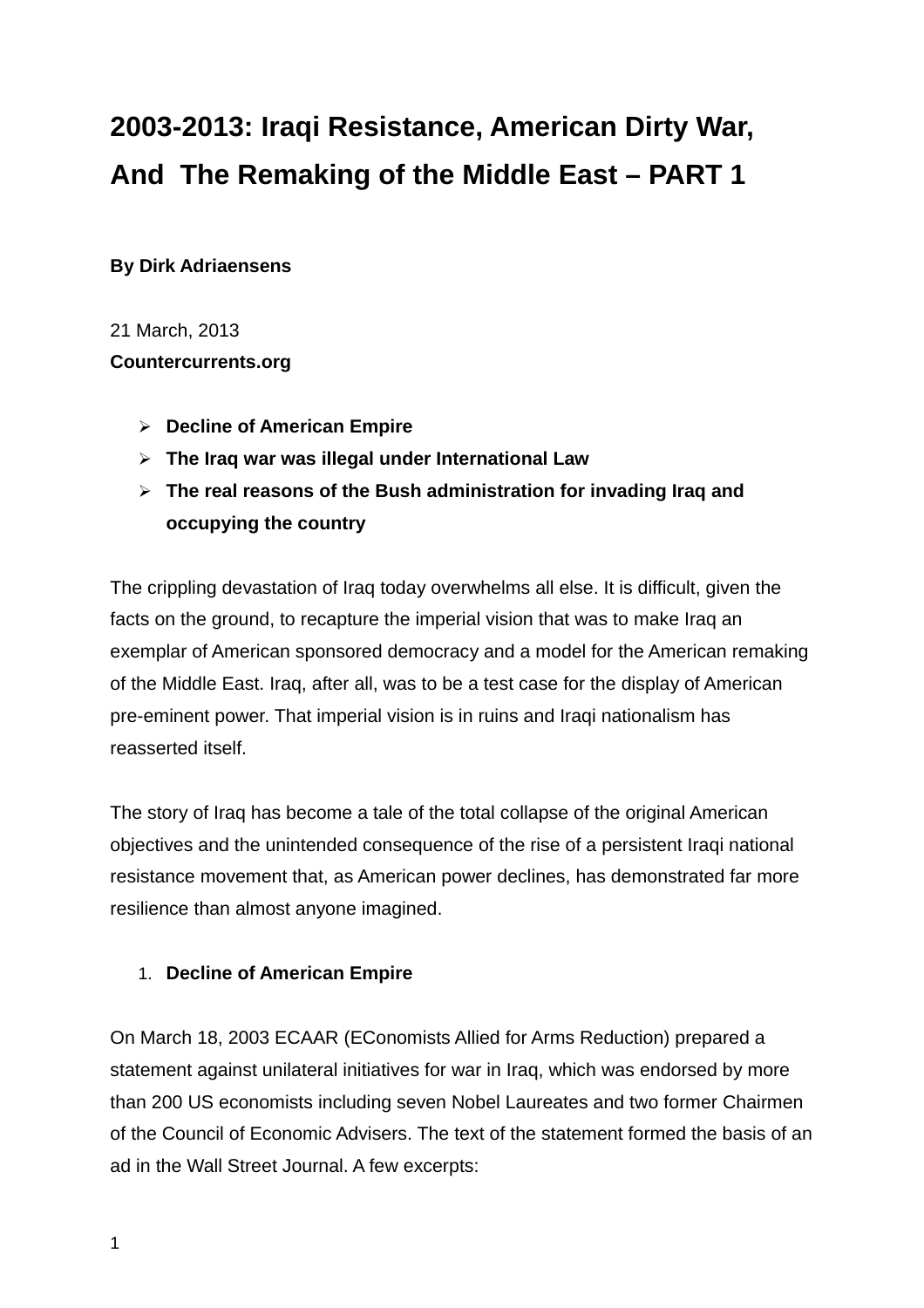# 2003-2013: Iraqi Resistance, American Dirty War, And The Remaking of the Middle East – PART 1

**By Dirk Adriaensens**

21 March, 2013
**Countercurrents.org**

- **Decline of American Empire**
- **The Iraq war was illegal under International Law**
- **The real reasons of the Bush administration for invading Iraq and occupying the country**

The crippling devastation of Iraq today overwhelms all else. It is difficult, given the facts on the ground, to recapture the imperial vision that was to make Iraq an exemplar of American sponsored democracy and a model for the American remaking of the Middle East. Iraq, after all, was to be a test case for the display of American pre-eminent power. That imperial vision is in ruins and Iraqi nationalism has reasserted itself.

The story of Iraq has become a tale of the total collapse of the original American objectives and the unintended consequence of the rise of a persistent Iraqi national resistance movement that, as American power declines, has demonstrated far more resilience than almost anyone imagined.

1. **Decline of American Empire**

On March 18, 2003 ECAAR (EConomists Allied for Arms Reduction) prepared a statement against unilateral initiatives for war in Iraq, which was endorsed by more than 200 US economists including seven Nobel Laureates and two former Chairmen of the Council of Economic Advisers. The text of the statement formed the basis of an ad in the Wall Street Journal. A few excerpts: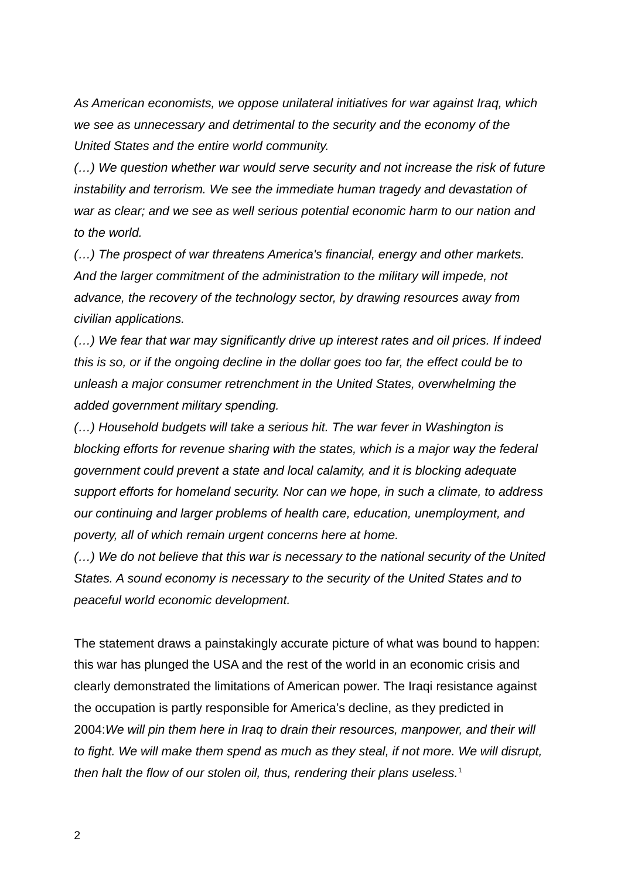*As American economists, we oppose unilateral initiatives for war against Iraq, which we see as unnecessary and detrimental to the security and the economy of the United States and the entire world community.*

*(…) We question whether war would serve security and not increase the risk of future instability and terrorism. We see the immediate human tragedy and devastation of war as clear; and we see as well serious potential economic harm to our nation and to the world.*

*(…) The prospect of war threatens America's financial, energy and other markets. And the larger commitment of the administration to the military will impede, not advance, the recovery of the technology sector, by drawing resources away from civilian applications.*

*(…) We fear that war may significantly drive up interest rates and oil prices. If indeed this is so, or if the ongoing decline in the dollar goes too far, the effect could be to unleash a major consumer retrenchment in the United States, overwhelming the added government military spending.*

*(…) Household budgets will take a serious hit. The war fever in Washington is blocking efforts for revenue sharing with the states, which is a major way the federal government could prevent a state and local calamity, and it is blocking adequate support efforts for homeland security. Nor can we hope, in such a climate, to address our continuing and larger problems of health care, education, unemployment, and poverty, all of which remain urgent concerns here at home.*

*(…) We do not believe that this war is necessary to the national security of the United States. A sound economy is necessary to the security of the United States and to peaceful world economic development.*

The statement draws a painstakingly accurate picture of what was bound to happen: this war has plunged the USA and the rest of the world in an economic crisis and clearly demonstrated the limitations of American power. The Iraqi resistance against the occupation is partly responsible for America's decline, as they predicted in 2004:*We will pin them here in Iraq to drain their resources, manpower, and their will to fight. We will make them spend as much as they steal, if not more. We will disrupt, then halt the flow of our stolen oil, thus, rendering their plans useless.*[1]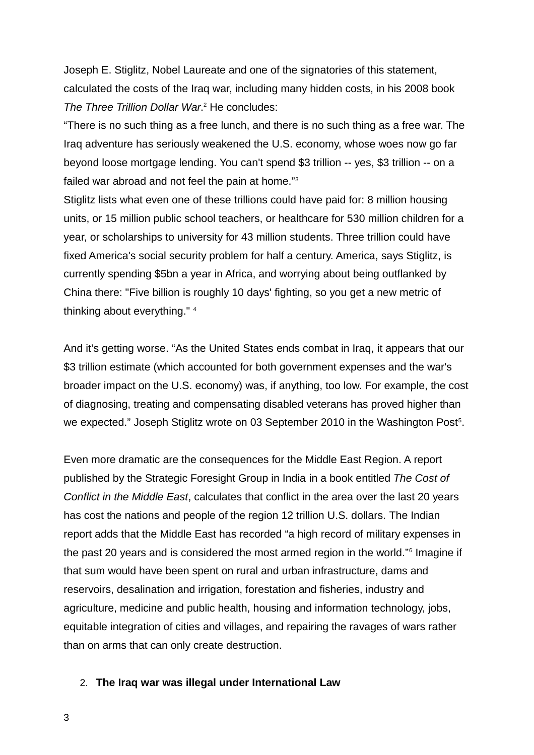Joseph E. Stiglitz, Nobel Laureate and one of the signatories of this statement, calculated the costs of the Iraq war, including many hidden costs, in his 2008 book *The Three Trillion Dollar War*.[2] He concludes:

“There is no such thing as a free lunch, and there is no such thing as a free war. The Iraq adventure has seriously weakened the U.S. economy, whose woes now go far beyond loose mortgage lending. You can't spend $3 trillion -- yes, $3 trillion -- on a failed war abroad and not feel the pain at home.”[3]

Stiglitz lists what even one of these trillions could have paid for: 8 million housing units, or 15 million public school teachers, or healthcare for 530 million children for a year, or scholarships to university for 43 million students. Three trillion could have fixed America's social security problem for half a century. America, says Stiglitz, is currently spending $5bn a year in Africa, and worrying about being outflanked by China there: "Five billion is roughly 10 days' fighting, so you get a new metric of thinking about everything." [4]

And it’s getting worse. “As the United States ends combat in Iraq, it appears that our $3 trillion estimate (which accounted for both government expenses and the war's broader impact on the U.S. economy) was, if anything, too low. For example, the cost of diagnosing, treating and compensating disabled veterans has proved higher than we expected.” Joseph Stiglitz wrote on 03 September 2010 in the Washington Post[5].

Even more dramatic are the consequences for the Middle East Region. A report published by the Strategic Foresight Group in India in a book entitled *The Cost of Conflict in the Middle East*, calculates that conflict in the area over the last 20 years has cost the nations and people of the region 12 trillion U.S. dollars. The Indian report adds that the Middle East has recorded “a high record of military expenses in the past 20 years and is considered the most armed region in the world.”[6] Imagine if that sum would have been spent on rural and urban infrastructure, dams and reservoirs, desalination and irrigation, forestation and fisheries, industry and agriculture, medicine and public health, housing and information technology, jobs, equitable integration of cities and villages, and repairing the ravages of wars rather than on arms that can only create destruction.

2. **The Iraq war was illegal under International Law**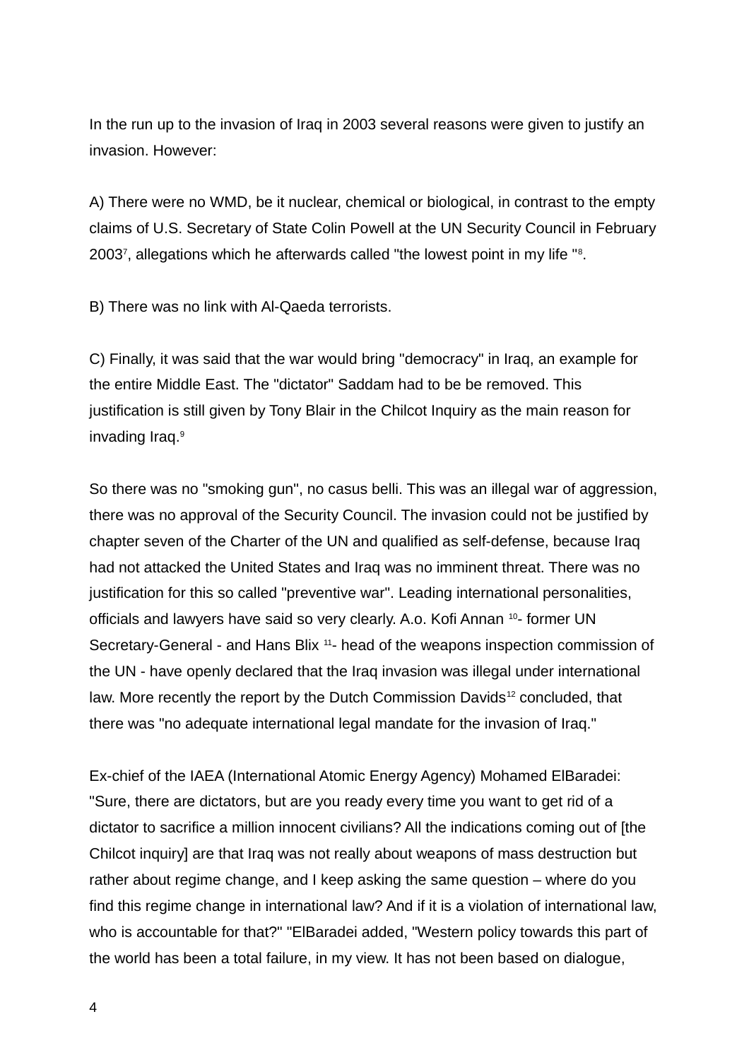In the run up to the invasion of Iraq in 2003 several reasons were given to justify an invasion. However:

A) There were no WMD, be it nuclear, chemical or biological, in contrast to the empty claims of U.S. Secretary of State Colin Powell at the UN Security Council in February 2003[7], allegations which he afterwards called "the lowest point in my life "[8].

B) There was no link with Al-Qaeda terrorists.

C) Finally, it was said that the war would bring "democracy" in Iraq, an example for the entire Middle East. The "dictator" Saddam had to be be removed. This justification is still given by Tony Blair in the Chilcot Inquiry as the main reason for invading Iraq.[9]

So there was no "smoking gun", no casus belli. This was an illegal war of aggression, there was no approval of the Security Council. The invasion could not be justified by chapter seven of the Charter of the UN and qualified as self-defense, because Iraq had not attacked the United States and Iraq was no imminent threat. There was no justification for this so called "preventive war". Leading international personalities, officials and lawyers have said so very clearly. A.o. Kofi Annan [10]- former UN Secretary-General - and Hans Blix [11]- head of the weapons inspection commission of the UN - have openly declared that the Iraq invasion was illegal under international law. More recently the report by the Dutch Commission Davids[12] concluded, that there was "no adequate international legal mandate for the invasion of Iraq."

Ex-chief of the IAEA (International Atomic Energy Agency) Mohamed ElBaradei: "Sure, there are dictators, but are you ready every time you want to get rid of a dictator to sacrifice a million innocent civilians? All the indications coming out of [the Chilcot inquiry] are that Iraq was not really about weapons of mass destruction but rather about regime change, and I keep asking the same question – where do you find this regime change in international law? And if it is a violation of international law, who is accountable for that?" "ElBaradei added, "Western policy towards this part of the world has been a total failure, in my view. It has not been based on dialogue,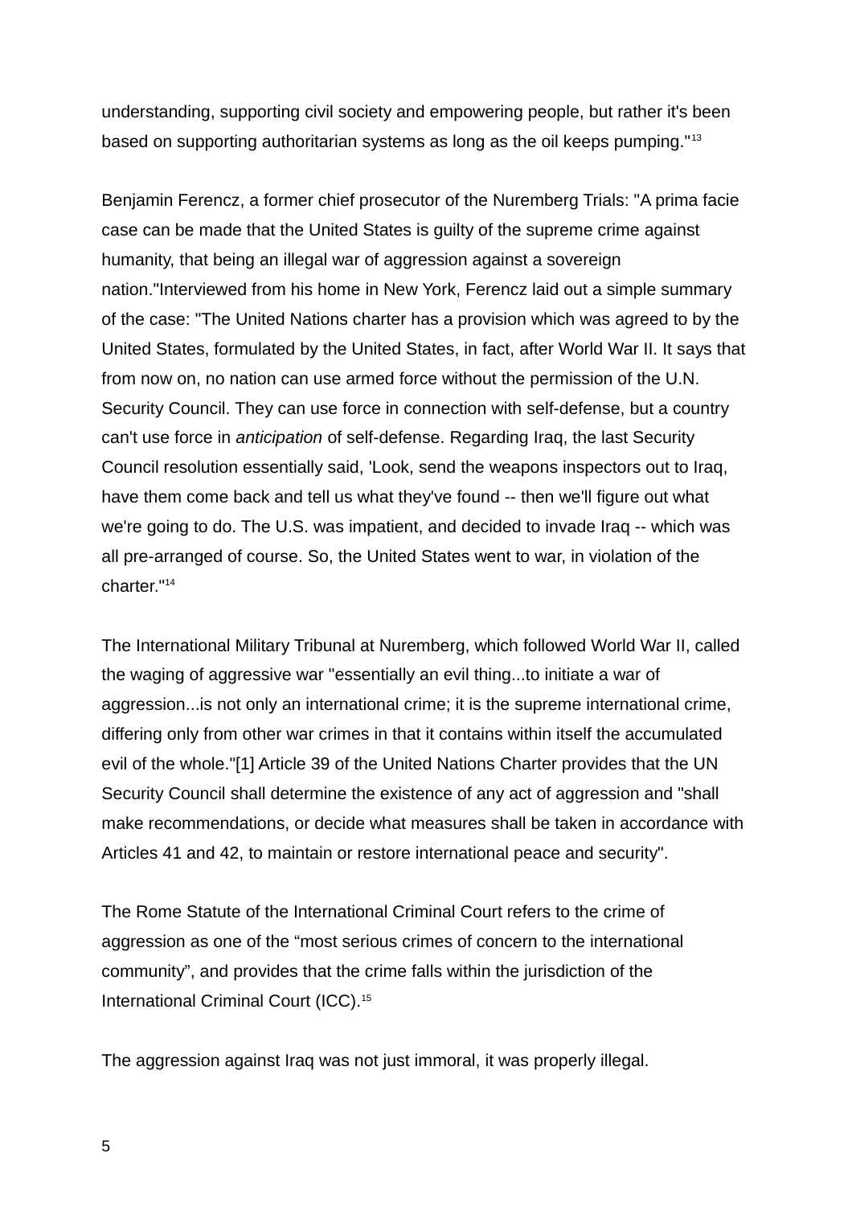understanding, supporting civil society and empowering people, but rather it's been based on supporting authoritarian systems as long as the oil keeps pumping."[13]

Benjamin Ferencz, a former chief prosecutor of the Nuremberg Trials: "A prima facie case can be made that the United States is guilty of the supreme crime against humanity, that being an illegal war of aggression against a sovereign nation."Interviewed from his home in New York, Ferencz laid out a simple summary of the case: "The United Nations charter has a provision which was agreed to by the United States, formulated by the United States, in fact, after World War II. It says that from now on, no nation can use armed force without the permission of the U.N. Security Council. They can use force in connection with self-defense, but a country can't use force in *anticipation* of self-defense. Regarding Iraq, the last Security Council resolution essentially said, 'Look, send the weapons inspectors out to Iraq, have them come back and tell us what they've found -- then we'll figure out what we're going to do. The U.S. was impatient, and decided to invade Iraq -- which was all pre-arranged of course. So, the United States went to war, in violation of the charter."[14]

The International Military Tribunal at Nuremberg, which followed World War II, called the waging of aggressive war "essentially an evil thing...to initiate a war of aggression...is not only an international crime; it is the supreme international crime, differing only from other war crimes in that it contains within itself the accumulated evil of the whole."[1] Article 39 of the United Nations Charter provides that the UN Security Council shall determine the existence of any act of aggression and "shall make recommendations, or decide what measures shall be taken in accordance with Articles 41 and 42, to maintain or restore international peace and security".

The Rome Statute of the International Criminal Court refers to the crime of aggression as one of the “most serious crimes of concern to the international community”, and provides that the crime falls within the jurisdiction of the International Criminal Court (ICC).[15]

The aggression against Iraq was not just immoral, it was properly illegal.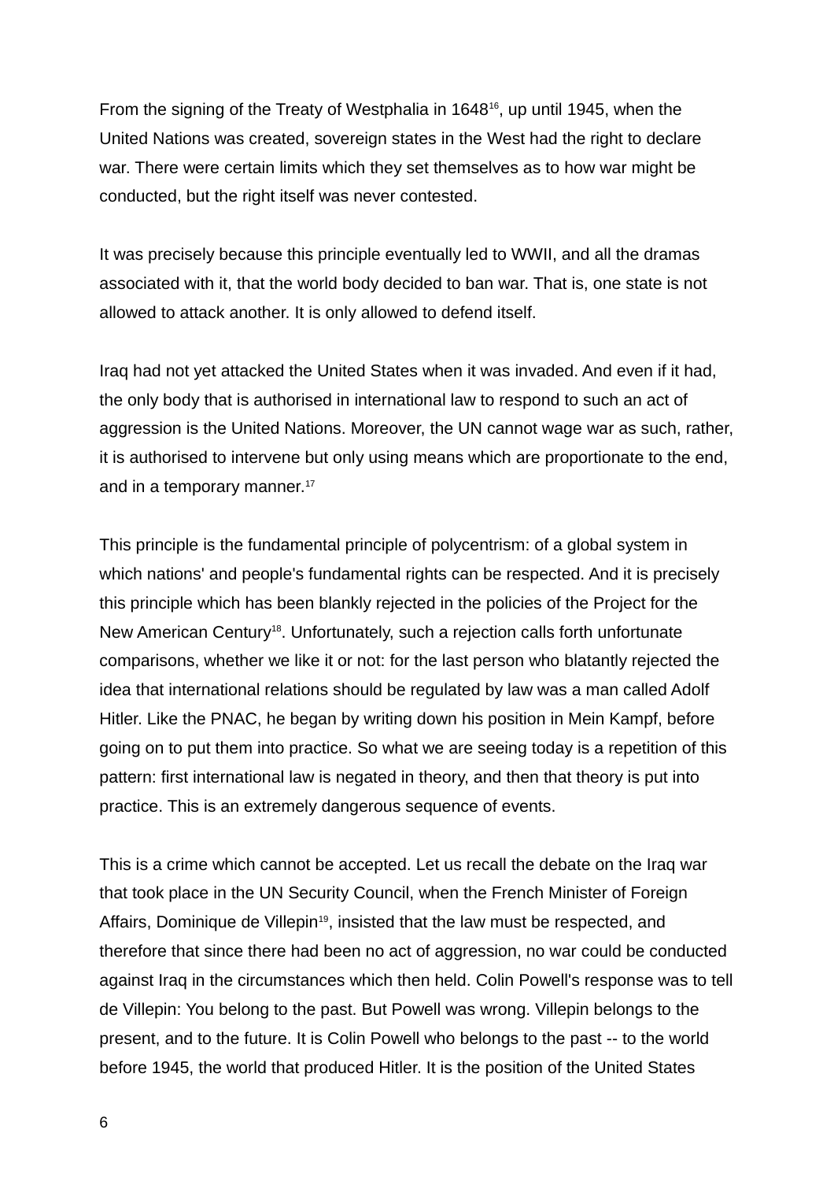From the signing of the Treaty of Westphalia in 1648[16], up until 1945, when the United Nations was created, sovereign states in the West had the right to declare war. There were certain limits which they set themselves as to how war might be conducted, but the right itself was never contested.

It was precisely because this principle eventually led to WWII, and all the dramas associated with it, that the world body decided to ban war. That is, one state is not allowed to attack another. It is only allowed to defend itself.

Iraq had not yet attacked the United States when it was invaded. And even if it had, the only body that is authorised in international law to respond to such an act of aggression is the United Nations. Moreover, the UN cannot wage war as such, rather, it is authorised to intervene but only using means which are proportionate to the end, and in a temporary manner.[17]

This principle is the fundamental principle of polycentrism: of a global system in which nations' and people's fundamental rights can be respected. And it is precisely this principle which has been blankly rejected in the policies of the Project for the New American Century[18]. Unfortunately, such a rejection calls forth unfortunate comparisons, whether we like it or not: for the last person who blatantly rejected the idea that international relations should be regulated by law was a man called Adolf Hitler. Like the PNAC, he began by writing down his position in Mein Kampf, before going on to put them into practice. So what we are seeing today is a repetition of this pattern: first international law is negated in theory, and then that theory is put into practice. This is an extremely dangerous sequence of events.

This is a crime which cannot be accepted. Let us recall the debate on the Iraq war that took place in the UN Security Council, when the French Minister of Foreign Affairs, Dominique de Villepin[19], insisted that the law must be respected, and therefore that since there had been no act of aggression, no war could be conducted against Iraq in the circumstances which then held. Colin Powell's response was to tell de Villepin: You belong to the past. But Powell was wrong. Villepin belongs to the present, and to the future. It is Colin Powell who belongs to the past -- to the world before 1945, the world that produced Hitler. It is the position of the United States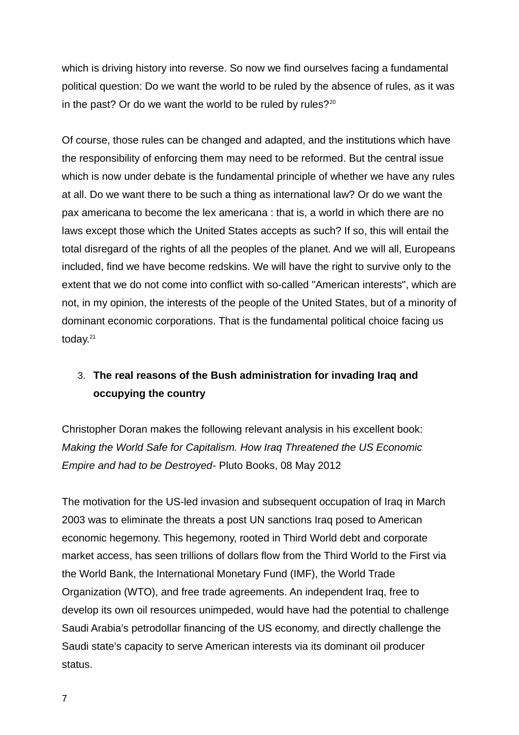which is driving history into reverse. So now we find ourselves facing a fundamental political question: Do we want the world to be ruled by the absence of rules, as it was in the past? Or do we want the world to be ruled by rules?[20]

Of course, those rules can be changed and adapted, and the institutions which have the responsibility of enforcing them may need to be reformed. But the central issue which is now under debate is the fundamental principle of whether we have any rules at all. Do we want there to be such a thing as international law? Or do we want the pax americana to become the lex americana : that is, a world in which there are no laws except those which the United States accepts as such? If so, this will entail the total disregard of the rights of all the peoples of the planet. And we will all, Europeans included, find we have become redskins. We will have the right to survive only to the extent that we do not come into conflict with so-called "American interests", which are not, in my opinion, the interests of the people of the United States, but of a minority of dominant economic corporations. That is the fundamental political choice facing us today.[21]

3. **The real reasons of the Bush administration for invading Iraq and occupying the country**

Christopher Doran makes the following relevant analysis in his excellent book: *Making the World Safe for Capitalism. How Iraq Threatened the US Economic Empire and had to be Destroyed*- Pluto Books, 08 May 2012

The motivation for the US-led invasion and subsequent occupation of Iraq in March 2003 was to eliminate the threats a post UN sanctions Iraq posed to American economic hegemony. This hegemony, rooted in Third World debt and corporate market access, has seen trillions of dollars flow from the Third World to the First via the World Bank, the International Monetary Fund (IMF), the World Trade Organization (WTO), and free trade agreements. An independent Iraq, free to develop its own oil resources unimpeded, would have had the potential to challenge Saudi Arabia's petrodollar financing of the US economy, and directly challenge the Saudi state's capacity to serve American interests via its dominant oil producer status.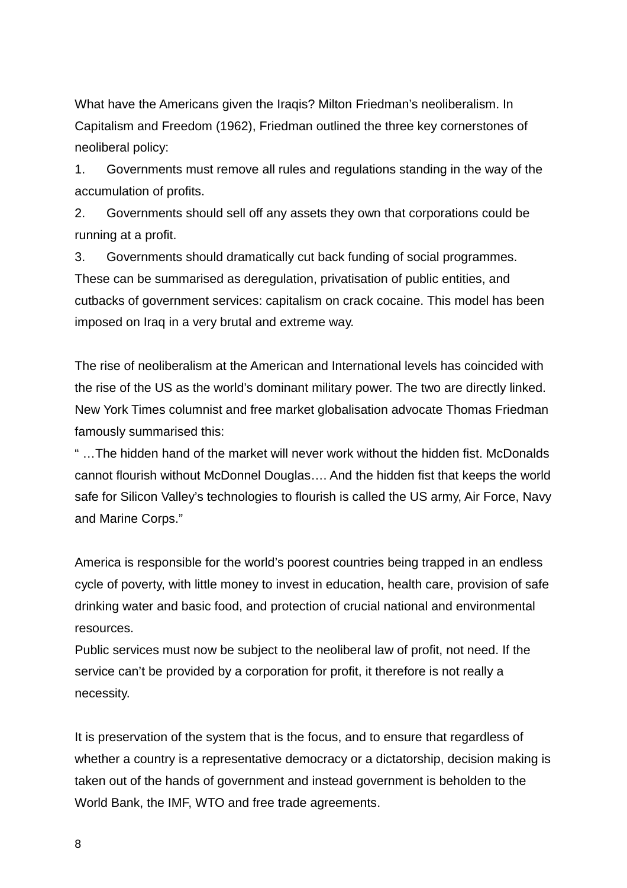What have the Americans given the Iraqis? Milton Friedman's neoliberalism. In Capitalism and Freedom (1962), Friedman outlined the three key cornerstones of neoliberal policy:

1. Governments must remove all rules and regulations standing in the way of the accumulation of profits.
2. Governments should sell off any assets they own that corporations could be running at a profit.
3. Governments should dramatically cut back funding of social programmes.

These can be summarised as deregulation, privatisation of public entities, and cutbacks of government services: capitalism on crack cocaine. This model has been imposed on Iraq in a very brutal and extreme way.

The rise of neoliberalism at the American and International levels has coincided with the rise of the US as the world's dominant military power. The two are directly linked. New York Times columnist and free market globalisation advocate Thomas Friedman famously summarised this:

" …The hidden hand of the market will never work without the hidden fist. McDonalds cannot flourish without McDonnel Douglas…. And the hidden fist that keeps the world safe for Silicon Valley's technologies to flourish is called the US army, Air Force, Navy and Marine Corps."

America is responsible for the world's poorest countries being trapped in an endless cycle of poverty, with little money to invest in education, health care, provision of safe drinking water and basic food, and protection of crucial national and environmental resources.

Public services must now be subject to the neoliberal law of profit, not need. If the service can't be provided by a corporation for profit, it therefore is not really a necessity.

It is preservation of the system that is the focus, and to ensure that regardless of whether a country is a representative democracy or a dictatorship, decision making is taken out of the hands of government and instead government is beholden to the World Bank, the IMF, WTO and free trade agreements.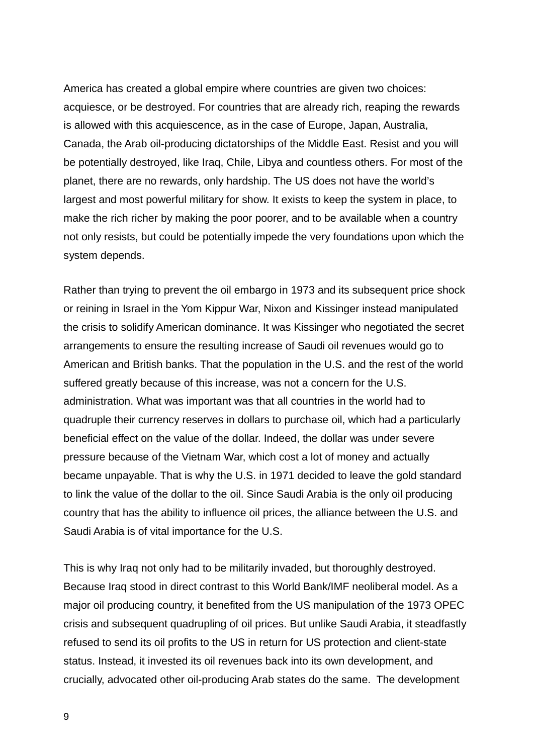America has created a global empire where countries are given two choices: acquiesce, or be destroyed. For countries that are already rich, reaping the rewards is allowed with this acquiescence, as in the case of Europe, Japan, Australia, Canada, the Arab oil-producing dictatorships of the Middle East. Resist and you will be potentially destroyed, like Iraq, Chile, Libya and countless others. For most of the planet, there are no rewards, only hardship. The US does not have the world's largest and most powerful military for show. It exists to keep the system in place, to make the rich richer by making the poor poorer, and to be available when a country not only resists, but could be potentially impede the very foundations upon which the system depends.

Rather than trying to prevent the oil embargo in 1973 and its subsequent price shock or reining in Israel in the Yom Kippur War, Nixon and Kissinger instead manipulated the crisis to solidify American dominance. It was Kissinger who negotiated the secret arrangements to ensure the resulting increase of Saudi oil revenues would go to American and British banks. That the population in the U.S. and the rest of the world suffered greatly because of this increase, was not a concern for the U.S. administration. What was important was that all countries in the world had to quadruple their currency reserves in dollars to purchase oil, which had a particularly beneficial effect on the value of the dollar. Indeed, the dollar was under severe pressure because of the Vietnam War, which cost a lot of money and actually became unpayable. That is why the U.S. in 1971 decided to leave the gold standard to link the value of the dollar to the oil. Since Saudi Arabia is the only oil producing country that has the ability to influence oil prices, the alliance between the U.S. and Saudi Arabia is of vital importance for the U.S.

This is why Iraq not only had to be militarily invaded, but thoroughly destroyed. Because Iraq stood in direct contrast to this World Bank/IMF neoliberal model. As a major oil producing country, it benefited from the US manipulation of the 1973 OPEC crisis and subsequent quadrupling of oil prices. But unlike Saudi Arabia, it steadfastly refused to send its oil profits to the US in return for US protection and client-state status. Instead, it invested its oil revenues back into its own development, and crucially, advocated other oil-producing Arab states do the same. The development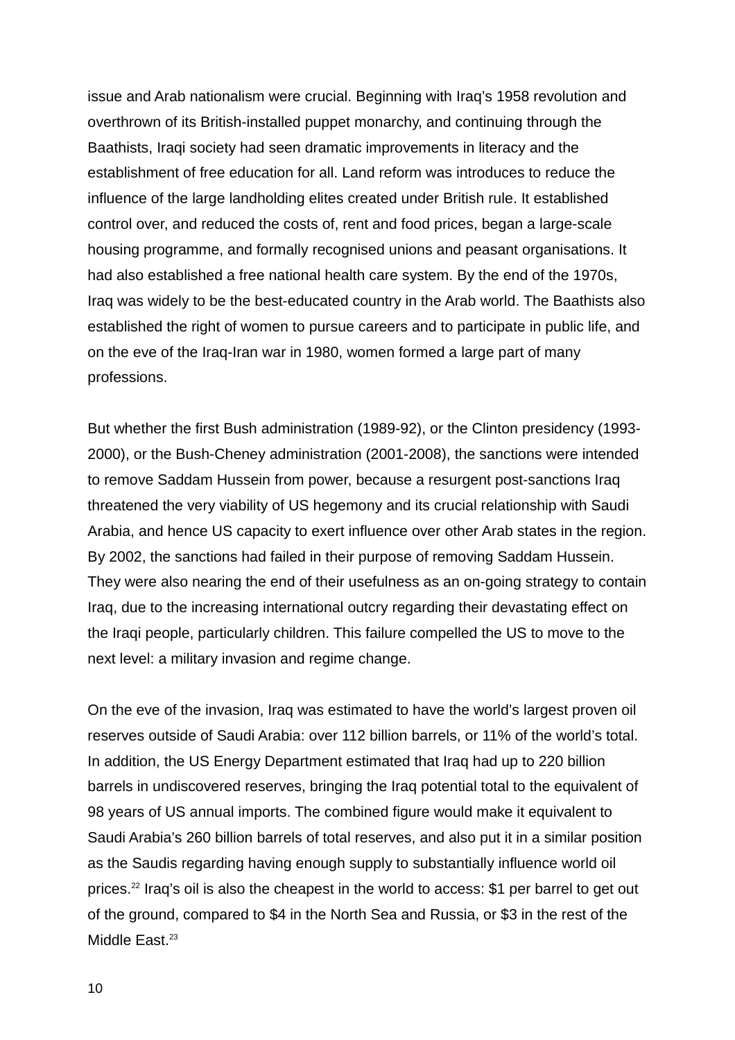issue and Arab nationalism were crucial. Beginning with Iraq's 1958 revolution and overthrown of its British-installed puppet monarchy, and continuing through the Baathists, Iraqi society had seen dramatic improvements in literacy and the establishment of free education for all. Land reform was introduces to reduce the influence of the large landholding elites created under British rule. It established control over, and reduced the costs of, rent and food prices, began a large-scale housing programme, and formally recognised unions and peasant organisations. It had also established a free national health care system. By the end of the 1970s, Iraq was widely to be the best-educated country in the Arab world. The Baathists also established the right of women to pursue careers and to participate in public life, and on the eve of the Iraq-Iran war in 1980, women formed a large part of many professions.

But whether the first Bush administration (1989-92), or the Clinton presidency (1993-2000), or the Bush-Cheney administration (2001-2008), the sanctions were intended to remove Saddam Hussein from power, because a resurgent post-sanctions Iraq threatened the very viability of US hegemony and its crucial relationship with Saudi Arabia, and hence US capacity to exert influence over other Arab states in the region. By 2002, the sanctions had failed in their purpose of removing Saddam Hussein. They were also nearing the end of their usefulness as an on-going strategy to contain Iraq, due to the increasing international outcry regarding their devastating effect on the Iraqi people, particularly children. This failure compelled the US to move to the next level: a military invasion and regime change.

On the eve of the invasion, Iraq was estimated to have the world's largest proven oil reserves outside of Saudi Arabia: over 112 billion barrels, or 11% of the world's total. In addition, the US Energy Department estimated that Iraq had up to 220 billion barrels in undiscovered reserves, bringing the Iraq potential total to the equivalent of 98 years of US annual imports. The combined figure would make it equivalent to Saudi Arabia's 260 billion barrels of total reserves, and also put it in a similar position as the Saudis regarding having enough supply to substantially influence world oil prices.[22] Iraq's oil is also the cheapest in the world to access: $1 per barrel to get out of the ground, compared to $4 in the North Sea and Russia, or $3 in the rest of the Middle East.[23]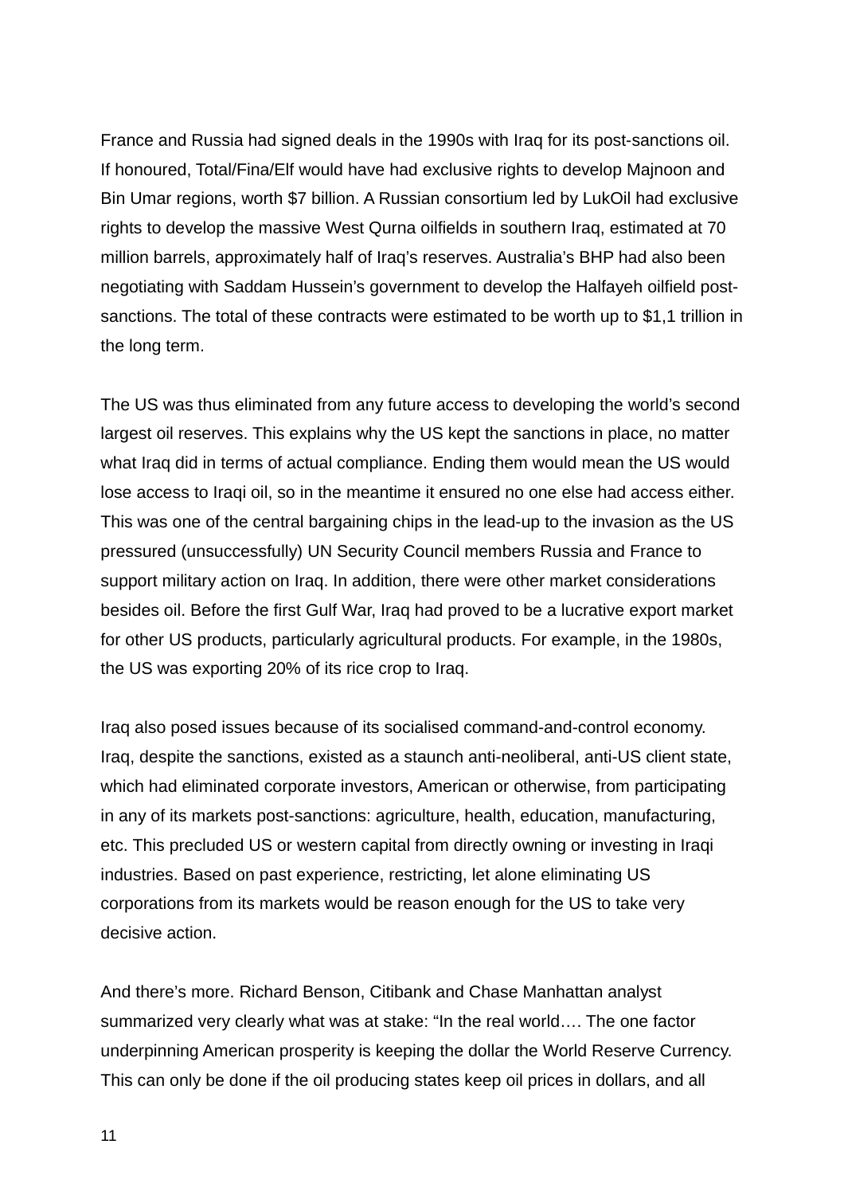France and Russia had signed deals in the 1990s with Iraq for its post-sanctions oil. If honoured, Total/Fina/Elf would have had exclusive rights to develop Majnoon and Bin Umar regions, worth $7 billion. A Russian consortium led by LukOil had exclusive rights to develop the massive West Qurna oilfields in southern Iraq, estimated at 70 million barrels, approximately half of Iraq's reserves. Australia's BHP had also been negotiating with Saddam Hussein's government to develop the Halfayeh oilfield post-sanctions. The total of these contracts were estimated to be worth up to $1,1 trillion in the long term.

The US was thus eliminated from any future access to developing the world's second largest oil reserves. This explains why the US kept the sanctions in place, no matter what Iraq did in terms of actual compliance. Ending them would mean the US would lose access to Iraqi oil, so in the meantime it ensured no one else had access either. This was one of the central bargaining chips in the lead-up to the invasion as the US pressured (unsuccessfully) UN Security Council members Russia and France to support military action on Iraq. In addition, there were other market considerations besides oil. Before the first Gulf War, Iraq had proved to be a lucrative export market for other US products, particularly agricultural products. For example, in the 1980s, the US was exporting 20% of its rice crop to Iraq.

Iraq also posed issues because of its socialised command-and-control economy. Iraq, despite the sanctions, existed as a staunch anti-neoliberal, anti-US client state, which had eliminated corporate investors, American or otherwise, from participating in any of its markets post-sanctions: agriculture, health, education, manufacturing, etc. This precluded US or western capital from directly owning or investing in Iraqi industries. Based on past experience, restricting, let alone eliminating US corporations from its markets would be reason enough for the US to take very decisive action.

And there's more. Richard Benson, Citibank and Chase Manhattan analyst summarized very clearly what was at stake: "In the real world…. The one factor underpinning American prosperity is keeping the dollar the World Reserve Currency. This can only be done if the oil producing states keep oil prices in dollars, and all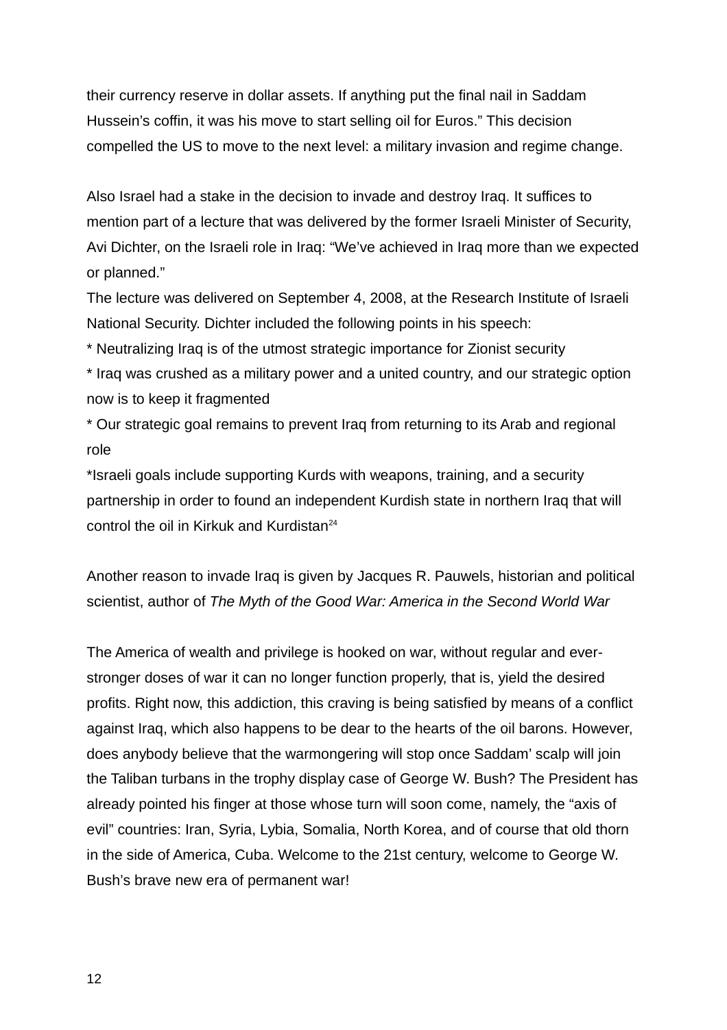their currency reserve in dollar assets. If anything put the final nail in Saddam Hussein's coffin, it was his move to start selling oil for Euros." This decision compelled the US to move to the next level: a military invasion and regime change.

Also Israel had a stake in the decision to invade and destroy Iraq. It suffices to mention part of a lecture that was delivered by the former Israeli Minister of Security, Avi Dichter, on the Israeli role in Iraq: "We've achieved in Iraq more than we expected or planned."

The lecture was delivered on September 4, 2008, at the Research Institute of Israeli National Security. Dichter included the following points in his speech:

* Neutralizing Iraq is of the utmost strategic importance for Zionist security
* Iraq was crushed as a military power and a united country, and our strategic option now is to keep it fragmented
* Our strategic goal remains to prevent Iraq from returning to its Arab and regional role
* Israeli goals include supporting Kurds with weapons, training, and a security partnership in order to found an independent Kurdish state in northern Iraq that will control the oil in Kirkuk and Kurdistan[24]

Another reason to invade Iraq is given by Jacques R. Pauwels, historian and political scientist, author of *The Myth of the Good War: America in the Second World War*

The America of wealth and privilege is hooked on war, without regular and ever-stronger doses of war it can no longer function properly, that is, yield the desired profits. Right now, this addiction, this craving is being satisfied by means of a conflict against Iraq, which also happens to be dear to the hearts of the oil barons. However, does anybody believe that the warmongering will stop once Saddam' scalp will join the Taliban turbans in the trophy display case of George W. Bush? The President has already pointed his finger at those whose turn will soon come, namely, the "axis of evil" countries: Iran, Syria, Lybia, Somalia, North Korea, and of course that old thorn in the side of America, Cuba. Welcome to the 21st century, welcome to George W. Bush's brave new era of permanent war!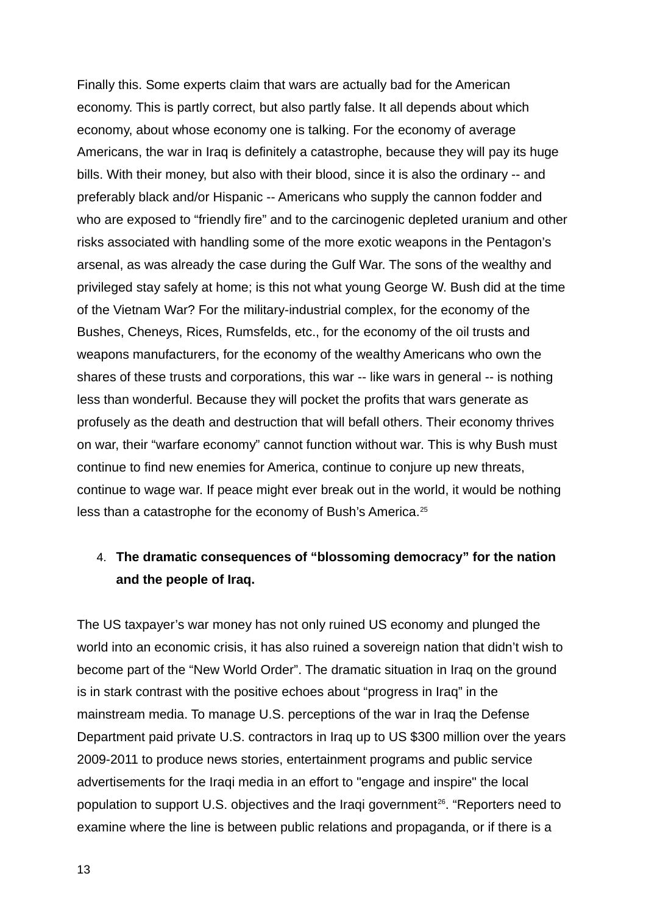Finally this. Some experts claim that wars are actually bad for the American economy. This is partly correct, but also partly false. It all depends about which economy, about whose economy one is talking. For the economy of average Americans, the war in Iraq is definitely a catastrophe, because they will pay its huge bills. With their money, but also with their blood, since it is also the ordinary -- and preferably black and/or Hispanic -- Americans who supply the cannon fodder and who are exposed to "friendly fire" and to the carcinogenic depleted uranium and other risks associated with handling some of the more exotic weapons in the Pentagon's arsenal, as was already the case during the Gulf War. The sons of the wealthy and privileged stay safely at home; is this not what young George W. Bush did at the time of the Vietnam War? For the military-industrial complex, for the economy of the Bushes, Cheneys, Rices, Rumsfelds, etc., for the economy of the oil trusts and weapons manufacturers, for the economy of the wealthy Americans who own the shares of these trusts and corporations, this war -- like wars in general -- is nothing less than wonderful. Because they will pocket the profits that wars generate as profusely as the death and destruction that will befall others. Their economy thrives on war, their "warfare economy" cannot function without war. This is why Bush must continue to find new enemies for America, continue to conjure up new threats, continue to wage war. If peace might ever break out in the world, it would be nothing less than a catastrophe for the economy of Bush's America.[25]

4. **The dramatic consequences of "blossoming democracy" for the nation and the people of Iraq.**

The US taxpayer's war money has not only ruined US economy and plunged the world into an economic crisis, it has also ruined a sovereign nation that didn't wish to become part of the "New World Order". The dramatic situation in Iraq on the ground is in stark contrast with the positive echoes about "progress in Iraq" in the mainstream media. To manage U.S. perceptions of the war in Iraq the Defense Department paid private U.S. contractors in Iraq up to US $300 million over the years 2009-2011 to produce news stories, entertainment programs and public service advertisements for the Iraqi media in an effort to "engage and inspire" the local population to support U.S. objectives and the Iraqi government[26]. "Reporters need to examine where the line is between public relations and propaganda, or if there is a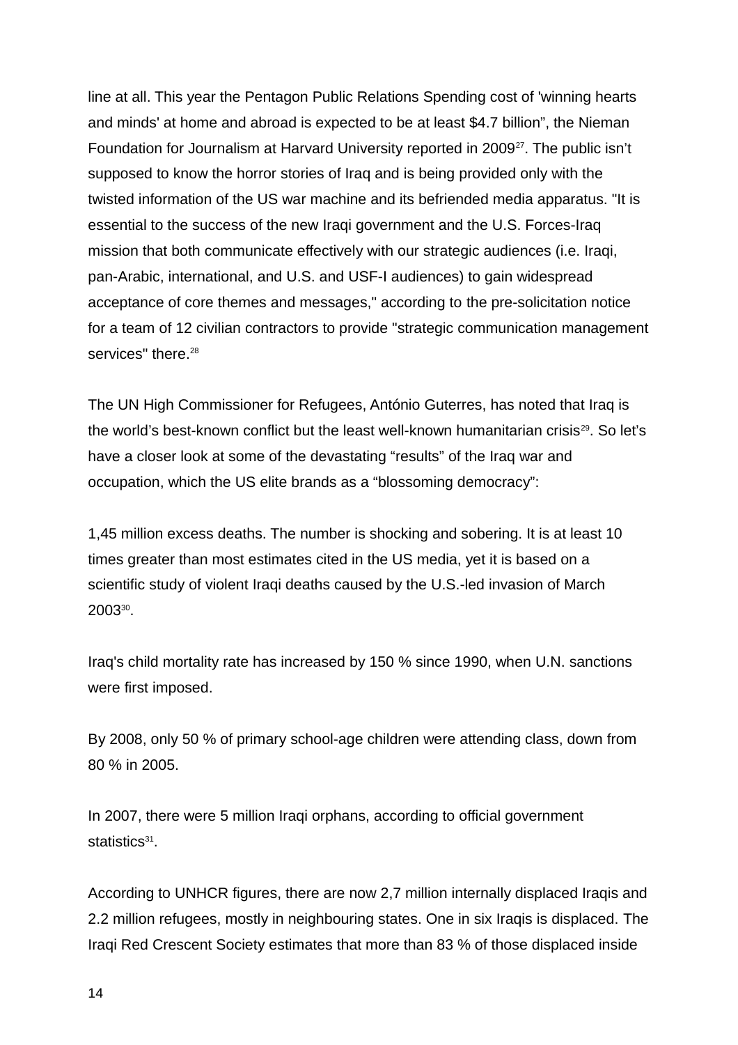line at all. This year the Pentagon Public Relations Spending cost of 'winning hearts and minds' at home and abroad is expected to be at least $4.7 billion", the Nieman Foundation for Journalism at Harvard University reported in 2009[27]. The public isn't supposed to know the horror stories of Iraq and is being provided only with the twisted information of the US war machine and its befriended media apparatus. "It is essential to the success of the new Iraqi government and the U.S. Forces-Iraq mission that both communicate effectively with our strategic audiences (i.e. Iraqi, pan-Arabic, international, and U.S. and USF-I audiences) to gain widespread acceptance of core themes and messages," according to the pre-solicitation notice for a team of 12 civilian contractors to provide "strategic communication management services" there.[28]

The UN High Commissioner for Refugees, António Guterres, has noted that Iraq is the world's best-known conflict but the least well-known humanitarian crisis[29]. So let's have a closer look at some of the devastating "results" of the Iraq war and occupation, which the US elite brands as a "blossoming democracy":

1,45 million excess deaths. The number is shocking and sobering. It is at least 10 times greater than most estimates cited in the US media, yet it is based on a scientific study of violent Iraqi deaths caused by the U.S.-led invasion of March 2003[30].

Iraq's child mortality rate has increased by 150 % since 1990, when U.N. sanctions were first imposed.

By 2008, only 50 % of primary school-age children were attending class, down from 80 % in 2005.

In 2007, there were 5 million Iraqi orphans, according to official government statistics[31].

According to UNHCR figures, there are now 2,7 million internally displaced Iraqis and 2.2 million refugees, mostly in neighbouring states. One in six Iraqis is displaced. The Iraqi Red Crescent Society estimates that more than 83 % of those displaced inside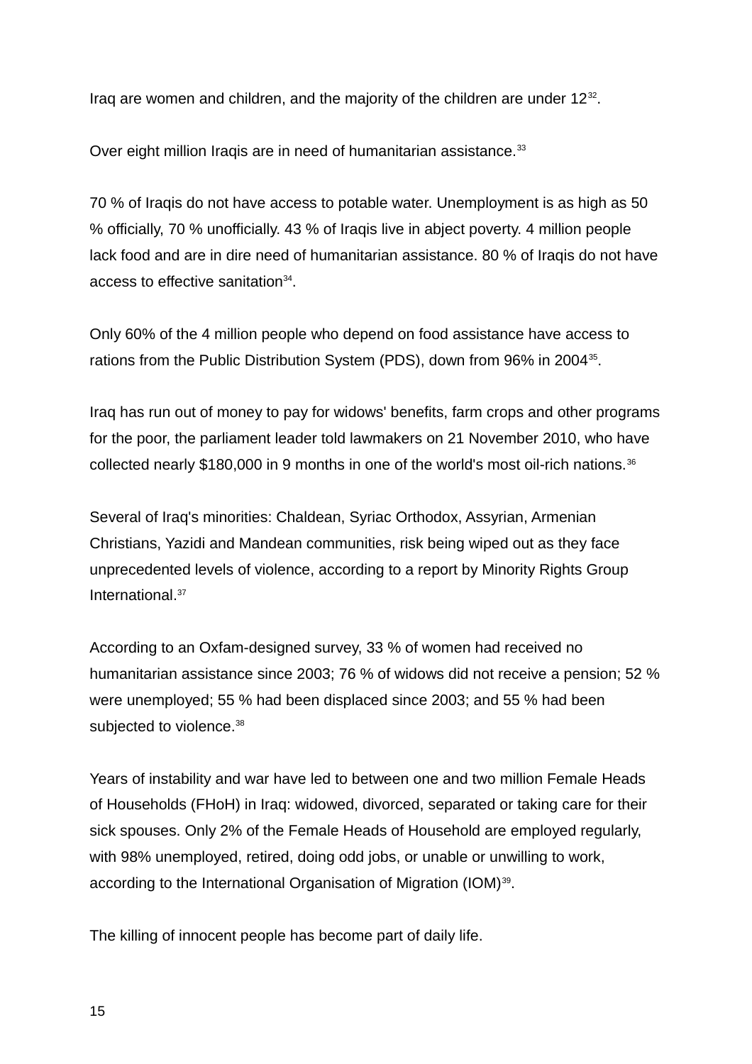Iraq are women and children, and the majority of the children are under 12[32].

Over eight million Iraqis are in need of humanitarian assistance.[33]

70 % of Iraqis do not have access to potable water. Unemployment is as high as 50 % officially, 70 % unofficially. 43 % of Iraqis live in abject poverty. 4 million people lack food and are in dire need of humanitarian assistance. 80 % of Iraqis do not have access to effective sanitation[34].

Only 60% of the 4 million people who depend on food assistance have access to rations from the Public Distribution System (PDS), down from 96% in 2004[35].

Iraq has run out of money to pay for widows' benefits, farm crops and other programs for the poor, the parliament leader told lawmakers on 21 November 2010, who have collected nearly $180,000 in 9 months in one of the world's most oil-rich nations.[36]

Several of Iraq's minorities: Chaldean, Syriac Orthodox, Assyrian, Armenian Christians, Yazidi and Mandean communities, risk being wiped out as they face unprecedented levels of violence, according to a report by Minority Rights Group International.[37]

According to an Oxfam-designed survey, 33 % of women had received no humanitarian assistance since 2003; 76 % of widows did not receive a pension; 52 % were unemployed; 55 % had been displaced since 2003; and 55 % had been subjected to violence.[38]

Years of instability and war have led to between one and two million Female Heads of Households (FHoH) in Iraq: widowed, divorced, separated or taking care for their sick spouses. Only 2% of the Female Heads of Household are employed regularly, with 98% unemployed, retired, doing odd jobs, or unable or unwilling to work, according to the International Organisation of Migration (IOM)[39].

The killing of innocent people has become part of daily life.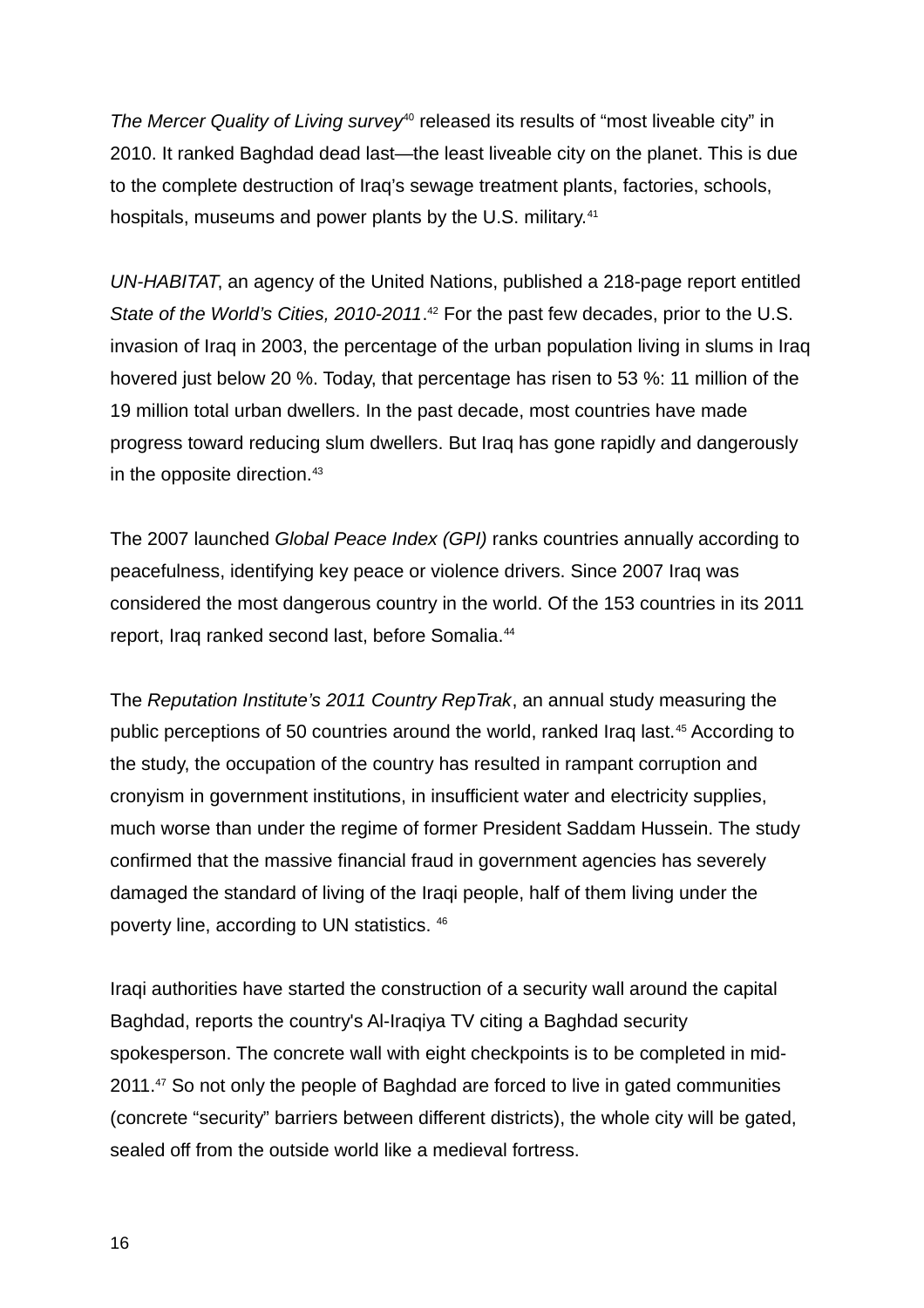*The Mercer Quality of Living survey*[40] released its results of “most liveable city” in 2010. It ranked Baghdad dead last—the least liveable city on the planet. This is due to the complete destruction of Iraq’s sewage treatment plants, factories, schools, hospitals, museums and power plants by the U.S. military.[41]

*UN-HABITAT*, an agency of the United Nations, published a 218-page report entitled *State of the World’s Cities, 2010-2011*.[42] For the past few decades, prior to the U.S. invasion of Iraq in 2003, the percentage of the urban population living in slums in Iraq hovered just below 20 %. Today, that percentage has risen to 53 %: 11 million of the 19 million total urban dwellers. In the past decade, most countries have made progress toward reducing slum dwellers. But Iraq has gone rapidly and dangerously in the opposite direction.[43]

The 2007 launched *Global Peace Index (GPI)* ranks countries annually according to peacefulness, identifying key peace or violence drivers. Since 2007 Iraq was considered the most dangerous country in the world. Of the 153 countries in its 2011 report, Iraq ranked second last, before Somalia.[44]

The *Reputation Institute’s 2011 Country RepTrak*, an annual study measuring the public perceptions of 50 countries around the world, ranked Iraq last.[45] According to the study, the occupation of the country has resulted in rampant corruption and cronyism in government institutions, in insufficient water and electricity supplies, much worse than under the regime of former President Saddam Hussein. The study confirmed that the massive financial fraud in government agencies has severely damaged the standard of living of the Iraqi people, half of them living under the poverty line, according to UN statistics. [46]

Iraqi authorities have started the construction of a security wall around the capital Baghdad, reports the country's Al-Iraqiya TV citing a Baghdad security spokesperson. The concrete wall with eight checkpoints is to be completed in mid-2011.[47] So not only the people of Baghdad are forced to live in gated communities (concrete “security” barriers between different districts), the whole city will be gated, sealed off from the outside world like a medieval fortress.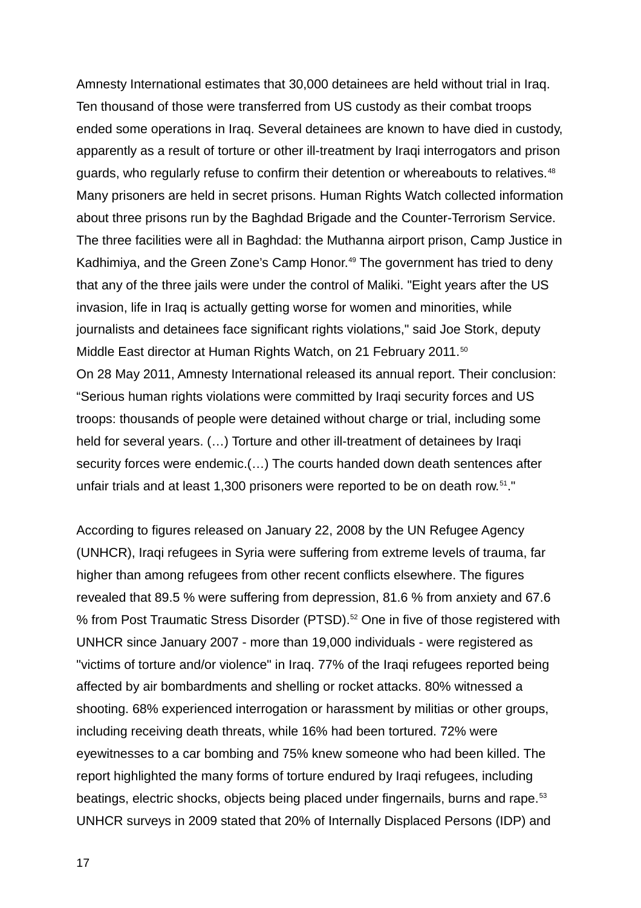Amnesty International estimates that 30,000 detainees are held without trial in Iraq. Ten thousand of those were transferred from US custody as their combat troops ended some operations in Iraq. Several detainees are known to have died in custody, apparently as a result of torture or other ill-treatment by Iraqi interrogators and prison guards, who regularly refuse to confirm their detention or whereabouts to relatives.[48] Many prisoners are held in secret prisons. Human Rights Watch collected information about three prisons run by the Baghdad Brigade and the Counter-Terrorism Service. The three facilities were all in Baghdad: the Muthanna airport prison, Camp Justice in Kadhimiya, and the Green Zone's Camp Honor.[49] The government has tried to deny that any of the three jails were under the control of Maliki. "Eight years after the US invasion, life in Iraq is actually getting worse for women and minorities, while journalists and detainees face significant rights violations," said Joe Stork, deputy Middle East director at Human Rights Watch, on 21 February 2011.[50]
On 28 May 2011, Amnesty International released its annual report. Their conclusion: "Serious human rights violations were committed by Iraqi security forces and US troops: thousands of people were detained without charge or trial, including some held for several years. (…) Torture and other ill-treatment of detainees by Iraqi security forces were endemic.(…) The courts handed down death sentences after unfair trials and at least 1,300 prisoners were reported to be on death row.[51]."

According to figures released on January 22, 2008 by the UN Refugee Agency (UNHCR), Iraqi refugees in Syria were suffering from extreme levels of trauma, far higher than among refugees from other recent conflicts elsewhere. The figures revealed that 89.5 % were suffering from depression, 81.6 % from anxiety and 67.6 % from Post Traumatic Stress Disorder (PTSD).[52] One in five of those registered with UNHCR since January 2007 - more than 19,000 individuals - were registered as "victims of torture and/or violence" in Iraq. 77% of the Iraqi refugees reported being affected by air bombardments and shelling or rocket attacks. 80% witnessed a shooting. 68% experienced interrogation or harassment by militias or other groups, including receiving death threats, while 16% had been tortured. 72% were eyewitnesses to a car bombing and 75% knew someone who had been killed. The report highlighted the many forms of torture endured by Iraqi refugees, including beatings, electric shocks, objects being placed under fingernails, burns and rape.[53] UNHCR surveys in 2009 stated that 20% of Internally Displaced Persons (IDP) and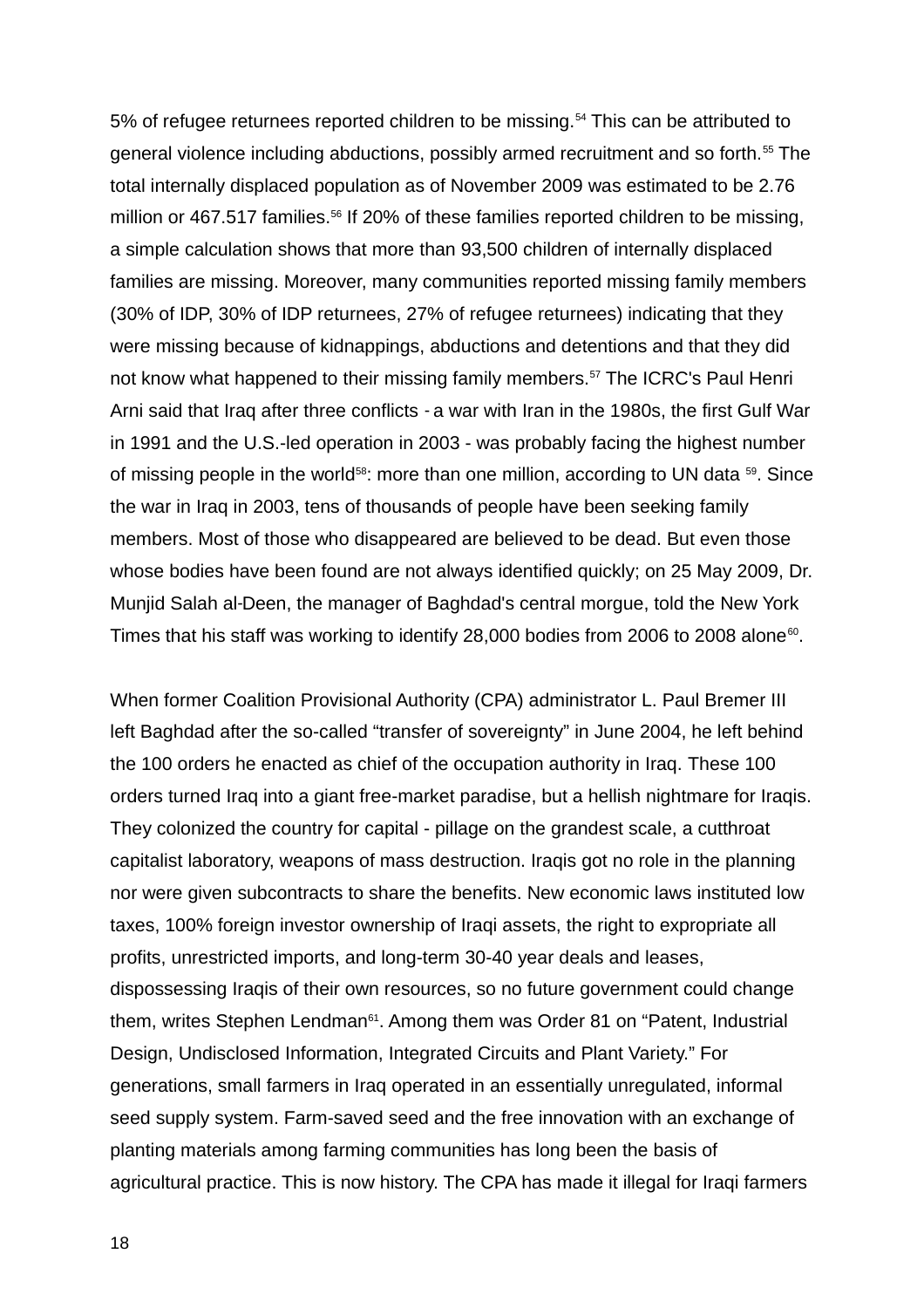5% of refugee returnees reported children to be missing.[54] This can be attributed to general violence including abductions, possibly armed recruitment and so forth.[55] The total internally displaced population as of November 2009 was estimated to be 2.76 million or 467.517 families.[56] If 20% of these families reported children to be missing, a simple calculation shows that more than 93,500 children of internally displaced families are missing. Moreover, many communities reported missing family members (30% of IDP, 30% of IDP returnees, 27% of refugee returnees) indicating that they were missing because of kidnappings, abductions and detentions and that they did not know what happened to their missing family members.[57] The ICRC's Paul Henri Arni said that Iraq after three conflicts - a war with Iran in the 1980s, the first Gulf War in 1991 and the U.S.-led operation in 2003 - was probably facing the highest number of missing people in the world[58]: more than one million, according to UN data [59]. Since the war in Iraq in 2003, tens of thousands of people have been seeking family members. Most of those who disappeared are believed to be dead. But even those whose bodies have been found are not always identified quickly; on 25 May 2009, Dr. Munjid Salah al-Deen, the manager of Baghdad's central morgue, told the New York Times that his staff was working to identify 28,000 bodies from 2006 to 2008 alone[60].

When former Coalition Provisional Authority (CPA) administrator L. Paul Bremer III left Baghdad after the so-called "transfer of sovereignty" in June 2004, he left behind the 100 orders he enacted as chief of the occupation authority in Iraq. These 100 orders turned Iraq into a giant free-market paradise, but a hellish nightmare for Iraqis. They colonized the country for capital - pillage on the grandest scale, a cutthroat capitalist laboratory, weapons of mass destruction. Iraqis got no role in the planning nor were given subcontracts to share the benefits. New economic laws instituted low taxes, 100% foreign investor ownership of Iraqi assets, the right to expropriate all profits, unrestricted imports, and long-term 30-40 year deals and leases, dispossessing Iraqis of their own resources, so no future government could change them, writes Stephen Lendman[61]. Among them was Order 81 on "Patent, Industrial Design, Undisclosed Information, Integrated Circuits and Plant Variety." For generations, small farmers in Iraq operated in an essentially unregulated, informal seed supply system. Farm-saved seed and the free innovation with an exchange of planting materials among farming communities has long been the basis of agricultural practice. This is now history. The CPA has made it illegal for Iraqi farmers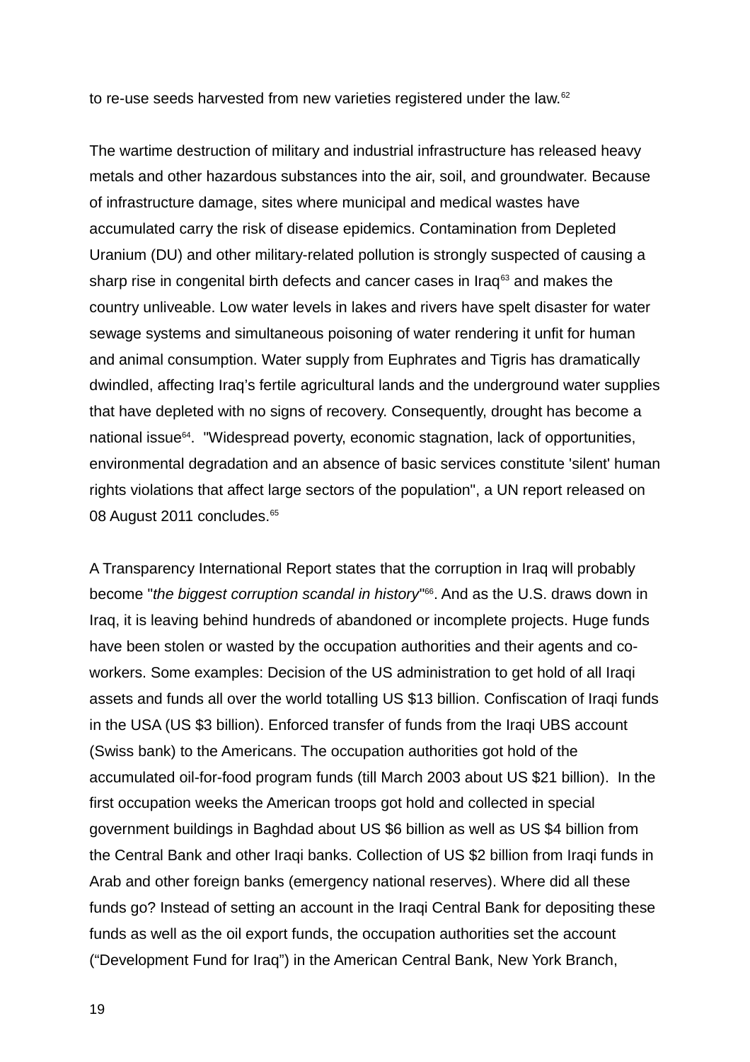to re-use seeds harvested from new varieties registered under the law.[62]

The wartime destruction of military and industrial infrastructure has released heavy metals and other hazardous substances into the air, soil, and groundwater. Because of infrastructure damage, sites where municipal and medical wastes have accumulated carry the risk of disease epidemics. Contamination from Depleted Uranium (DU) and other military-related pollution is strongly suspected of causing a sharp rise in congenital birth defects and cancer cases in Iraq[63] and makes the country unliveable. Low water levels in lakes and rivers have spelt disaster for water sewage systems and simultaneous poisoning of water rendering it unfit for human and animal consumption. Water supply from Euphrates and Tigris has dramatically dwindled, affecting Iraq's fertile agricultural lands and the underground water supplies that have depleted with no signs of recovery. Consequently, drought has become a national issue[64]. "Widespread poverty, economic stagnation, lack of opportunities, environmental degradation and an absence of basic services constitute 'silent' human rights violations that affect large sectors of the population", a UN report released on 08 August 2011 concludes.[65]

A Transparency International Report states that the corruption in Iraq will probably become "*the biggest corruption scandal in history*"[66]. And as the U.S. draws down in Iraq, it is leaving behind hundreds of abandoned or incomplete projects. Huge funds have been stolen or wasted by the occupation authorities and their agents and co-workers. Some examples: Decision of the US administration to get hold of all Iraqi assets and funds all over the world totalling US $13 billion. Confiscation of Iraqi funds in the USA (US $3 billion). Enforced transfer of funds from the Iraqi UBS account (Swiss bank) to the Americans. The occupation authorities got hold of the accumulated oil-for-food program funds (till March 2003 about US $21 billion). In the first occupation weeks the American troops got hold and collected in special government buildings in Baghdad about US $6 billion as well as US $4 billion from the Central Bank and other Iraqi banks. Collection of US $2 billion from Iraqi funds in Arab and other foreign banks (emergency national reserves). Where did all these funds go? Instead of setting an account in the Iraqi Central Bank for depositing these funds as well as the oil export funds, the occupation authorities set the account ("Development Fund for Iraq") in the American Central Bank, New York Branch,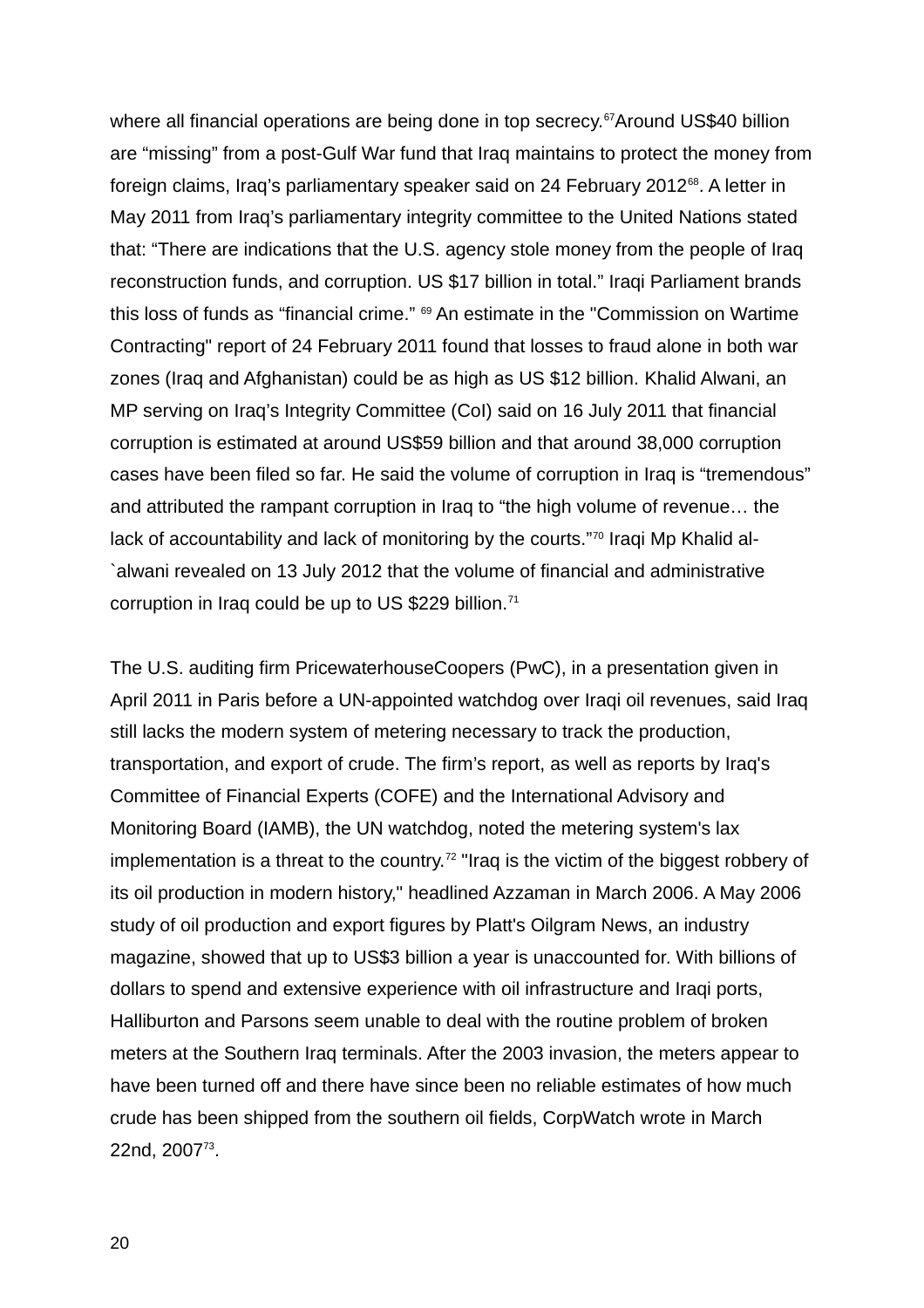where all financial operations are being done in top secrecy.[67]Around US$40 billion are “missing” from a post-Gulf War fund that Iraq maintains to protect the money from foreign claims, Iraq’s parliamentary speaker said on 24 February 2012[68]. A letter in May 2011 from Iraq’s parliamentary integrity committee to the United Nations stated that: “There are indications that the U.S. agency stole money from the people of Iraq reconstruction funds, and corruption. US $17 billion in total.” Iraqi Parliament brands this loss of funds as “financial crime.” [69] An estimate in the "Commission on Wartime Contracting" report of 24 February 2011 found that losses to fraud alone in both war zones (Iraq and Afghanistan) could be as high as US $12 billion. Khalid Alwani, an MP serving on Iraq’s Integrity Committee (CoI) said on 16 July 2011 that financial corruption is estimated at around US$59 billion and that around 38,000 corruption cases have been filed so far. He said the volume of corruption in Iraq is “tremendous” and attributed the rampant corruption in Iraq to “the high volume of revenue… the lack of accountability and lack of monitoring by the courts.”[70] Iraqi Mp Khalid al-`alwani revealed on 13 July 2012 that the volume of financial and administrative corruption in Iraq could be up to US $229 billion.[71]

The U.S. auditing firm PricewaterhouseCoopers (PwC), in a presentation given in April 2011 in Paris before a UN-appointed watchdog over Iraqi oil revenues, said Iraq still lacks the modern system of metering necessary to track the production, transportation, and export of crude. The firm’s report, as well as reports by Iraq's Committee of Financial Experts (COFE) and the International Advisory and Monitoring Board (IAMB), the UN watchdog, noted the metering system's lax implementation is a threat to the country.[72] "Iraq is the victim of the biggest robbery of its oil production in modern history," headlined Azzaman in March 2006. A May 2006 study of oil production and export figures by Platt's Oilgram News, an industry magazine, showed that up to US$3 billion a year is unaccounted for. With billions of dollars to spend and extensive experience with oil infrastructure and Iraqi ports, Halliburton and Parsons seem unable to deal with the routine problem of broken meters at the Southern Iraq terminals. After the 2003 invasion, the meters appear to have been turned off and there have since been no reliable estimates of how much crude has been shipped from the southern oil fields, CorpWatch wrote in March 22nd, 2007[73].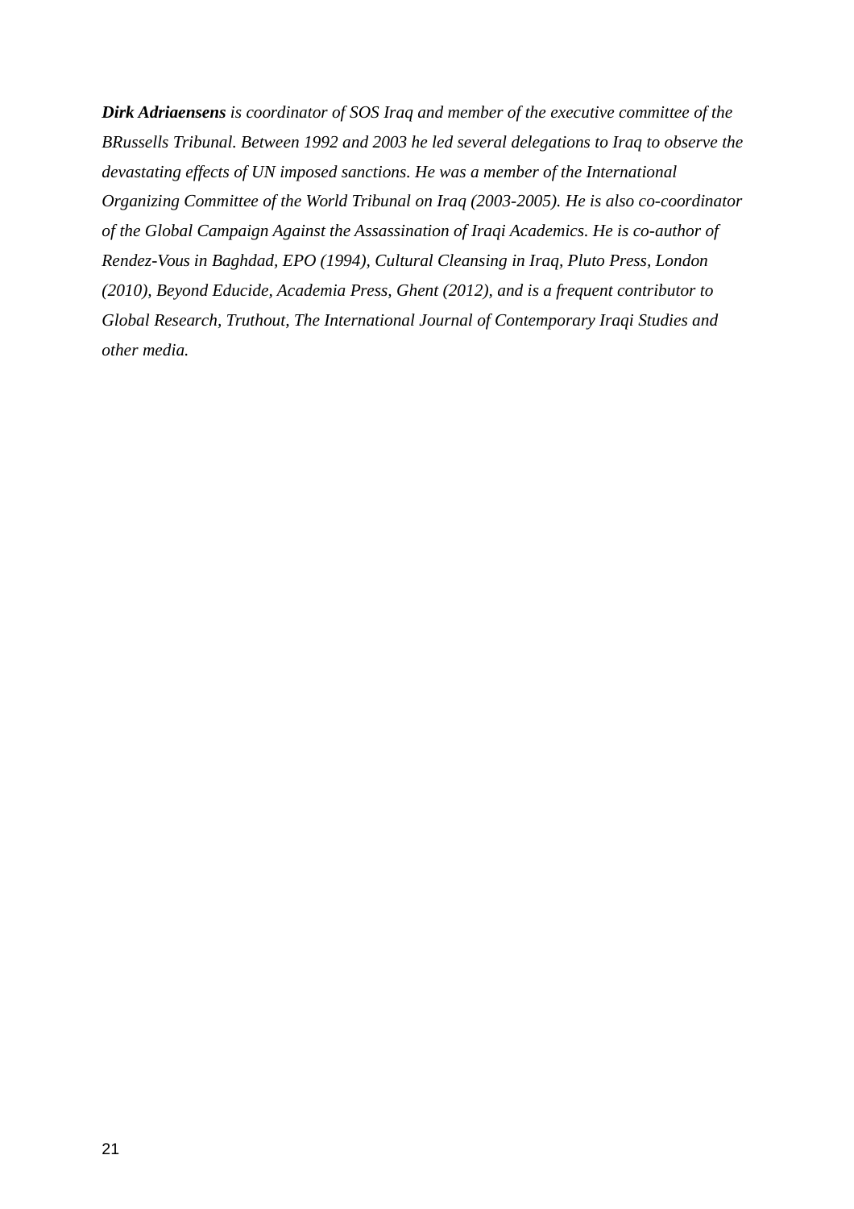***Dirk Adriaensens*** *is coordinator of SOS Iraq and member of the executive committee of the BRussells Tribunal. Between 1992 and 2003 he led several delegations to Iraq to observe the devastating effects of UN imposed sanctions. He was a member of the International Organizing Committee of the World Tribunal on Iraq (2003-2005). He is also co-coordinator of the Global Campaign Against the Assassination of Iraqi Academics. He is co-author of Rendez-Vous in Baghdad, EPO (1994), Cultural Cleansing in Iraq, Pluto Press, London (2010), Beyond Educide, Academia Press, Ghent (2012), and is a frequent contributor to Global Research, Truthout, The International Journal of Contemporary Iraqi Studies and other media.*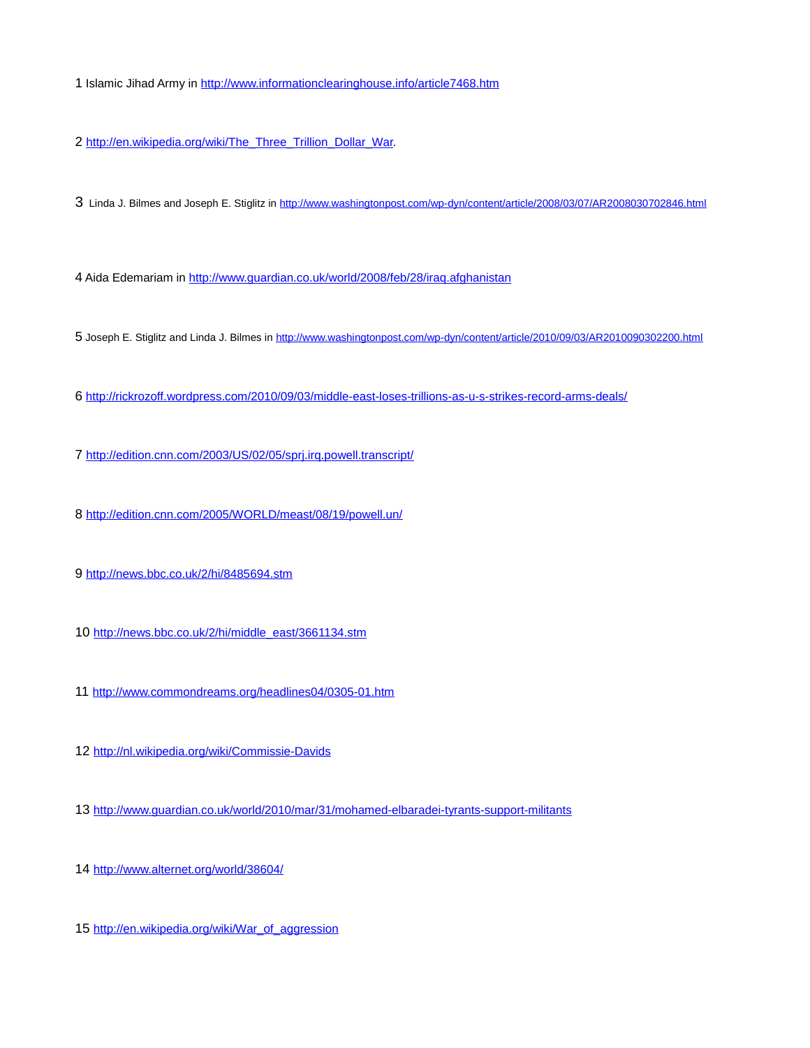1 Islamic Jihad Army in http://www.informationclearinghouse.info/article7468.htm

2 http://en.wikipedia.org/wiki/The_Three_Trillion_Dollar_War.

3 Linda J. Bilmes and Joseph E. Stiglitz in http://www.washingtonpost.com/wp-dyn/content/article/2008/03/07/AR2008030702846.html

4 Aida Edemariam in http://www.guardian.co.uk/world/2008/feb/28/iraq.afghanistan

5 Joseph E. Stiglitz and Linda J. Bilmes in http://www.washingtonpost.com/wp-dyn/content/article/2010/09/03/AR2010090302200.html

6 http://rickrozoff.wordpress.com/2010/09/03/middle-east-loses-trillions-as-u-s-strikes-record-arms-deals/

7 http://edition.cnn.com/2003/US/02/05/sprj.irq.powell.transcript/

8 http://edition.cnn.com/2005/WORLD/meast/08/19/powell.un/

9 http://news.bbc.co.uk/2/hi/8485694.stm

10 http://news.bbc.co.uk/2/hi/middle_east/3661134.stm

11 http://www.commondreams.org/headlines04/0305-01.htm

12 http://nl.wikipedia.org/wiki/Commissie-Davids

13 http://www.guardian.co.uk/world/2010/mar/31/mohamed-elbaradei-tyrants-support-militants

14 http://www.alternet.org/world/38604/

15 http://en.wikipedia.org/wiki/War_of_aggression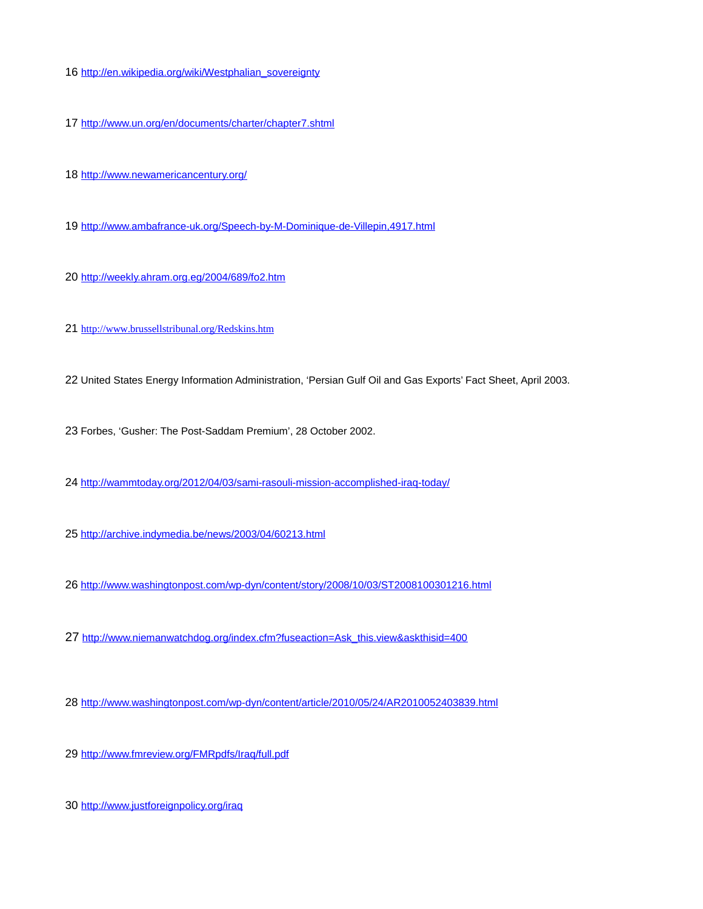16 http://en.wikipedia.org/wiki/Westphalian_sovereignty

17 http://www.un.org/en/documents/charter/chapter7.shtml

18 http://www.newamericancentury.org/

19 http://www.ambafrance-uk.org/Speech-by-M-Dominique-de-Villepin,4917.html

20 http://weekly.ahram.org.eg/2004/689/fo2.htm

21 http://www.brussellstribunal.org/Redskins.htm

22 United States Energy Information Administration, 'Persian Gulf Oil and Gas Exports' Fact Sheet, April 2003.

23 Forbes, 'Gusher: The Post-Saddam Premium', 28 October 2002.

24 http://wammtoday.org/2012/04/03/sami-rasouli-mission-accomplished-iraq-today/

25 http://archive.indymedia.be/news/2003/04/60213.html

26 http://www.washingtonpost.com/wp-dyn/content/story/2008/10/03/ST2008100301216.html

27 http://www.niemanwatchdog.org/index.cfm?fuseaction=Ask_this.view&askthisid=400

28 http://www.washingtonpost.com/wp-dyn/content/article/2010/05/24/AR2010052403839.html

29 http://www.fmreview.org/FMRpdfs/Iraq/full.pdf

30 http://www.justforeignpolicy.org/iraq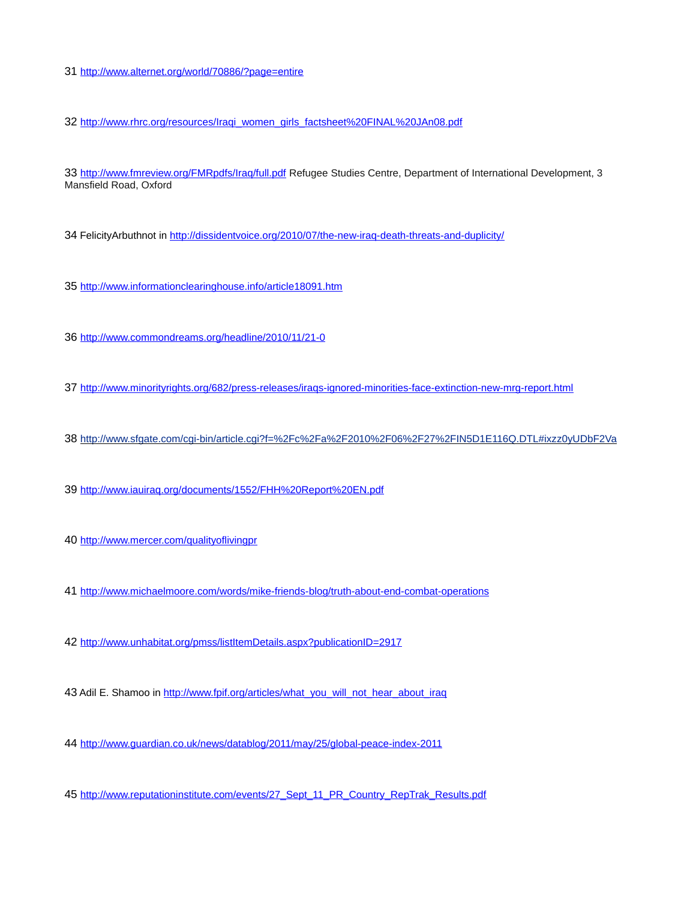31 http://www.alternet.org/world/70886/?page=entire

32 http://www.rhrc.org/resources/Iraqi_women_girls_factsheet%20FINAL%20JAn08.pdf

33 http://www.fmreview.org/FMRpdfs/Iraq/full.pdf Refugee Studies Centre, Department of International Development, 3 Mansfield Road, Oxford

34 FelicityArbuthnot in http://dissidentvoice.org/2010/07/the-new-iraq-death-threats-and-duplicity/

35 http://www.informationclearinghouse.info/article18091.htm

36 http://www.commondreams.org/headline/2010/11/21-0

37 http://www.minorityrights.org/682/press-releases/iraqs-ignored-minorities-face-extinction-new-mrg-report.html

38 http://www.sfgate.com/cgi-bin/article.cgi?f=%2Fc%2Fa%2F2010%2F06%2F27%2FIN5D1E116Q.DTL#ixzz0yUDbF2Va

39 http://www.iauiraq.org/documents/1552/FHH%20Report%20EN.pdf

40 http://www.mercer.com/qualityoflivingpr

41 http://www.michaelmoore.com/words/mike-friends-blog/truth-about-end-combat-operations

42 http://www.unhabitat.org/pmss/listItemDetails.aspx?publicationID=2917

43 Adil E. Shamoo in http://www.fpif.org/articles/what_you_will_not_hear_about_iraq

44 http://www.guardian.co.uk/news/datablog/2011/may/25/global-peace-index-2011

45 http://www.reputationinstitute.com/events/27_Sept_11_PR_Country_RepTrak_Results.pdf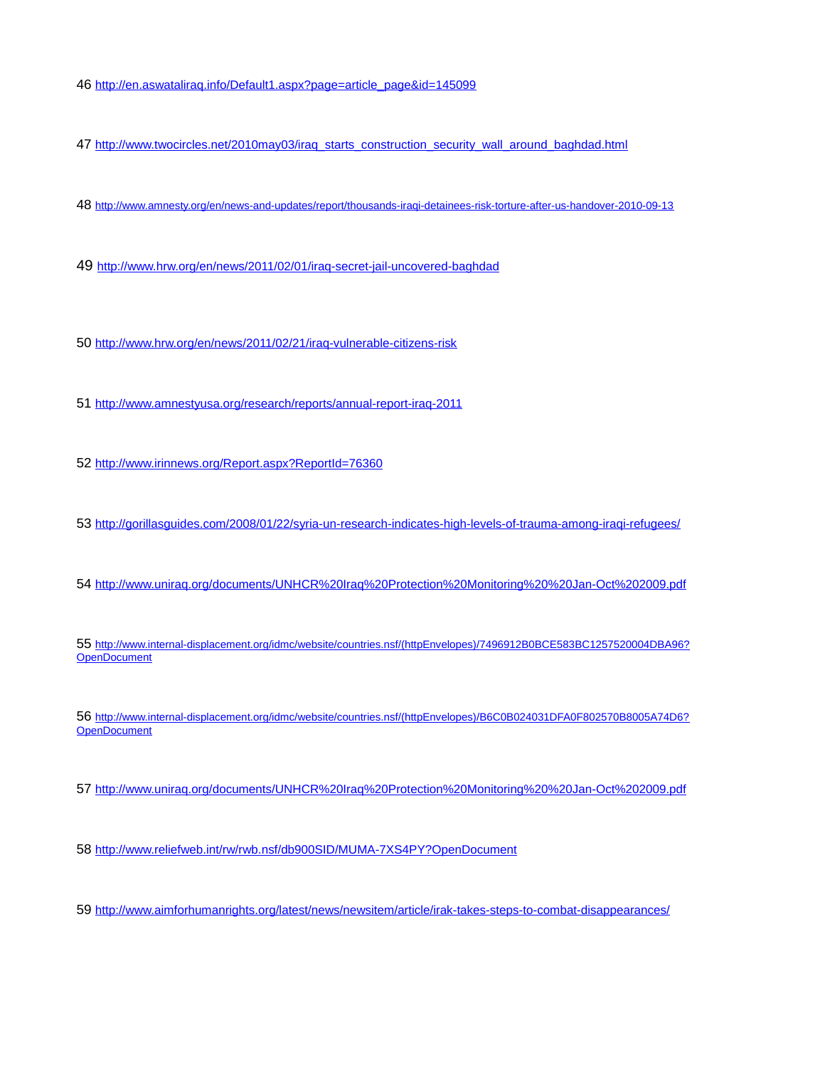46 http://en.aswataliraq.info/Default1.aspx?page=article_page&id=145099

47 http://www.twocircles.net/2010may03/iraq_starts_construction_security_wall_around_baghdad.html

48 http://www.amnesty.org/en/news-and-updates/report/thousands-iraqi-detainees-risk-torture-after-us-handover-2010-09-13

49 http://www.hrw.org/en/news/2011/02/01/iraq-secret-jail-uncovered-baghdad

50 http://www.hrw.org/en/news/2011/02/21/iraq-vulnerable-citizens-risk

51 http://www.amnestyusa.org/research/reports/annual-report-iraq-2011

52 http://www.irinnews.org/Report.aspx?ReportId=76360

53 http://gorillasguides.com/2008/01/22/syria-un-research-indicates-high-levels-of-trauma-among-iraqi-refugees/

54 http://www.uniraq.org/documents/UNHCR%20Iraq%20Protection%20Monitoring%20%20Jan-Oct%202009.pdf

55 http://www.internal-displacement.org/idmc/website/countries.nsf/(httpEnvelopes)/7496912B0BCE583BC1257520004DBA96?OpenDocument

56 http://www.internal-displacement.org/idmc/website/countries.nsf/(httpEnvelopes)/B6C0B024031DFA0F802570B8005A74D6?OpenDocument

57 http://www.uniraq.org/documents/UNHCR%20Iraq%20Protection%20Monitoring%20%20Jan-Oct%202009.pdf

58 http://www.reliefweb.int/rw/rwb.nsf/db900SID/MUMA-7XS4PY?OpenDocument

59 http://www.aimforhumanrights.org/latest/news/newsitem/article/irak-takes-steps-to-combat-disappearances/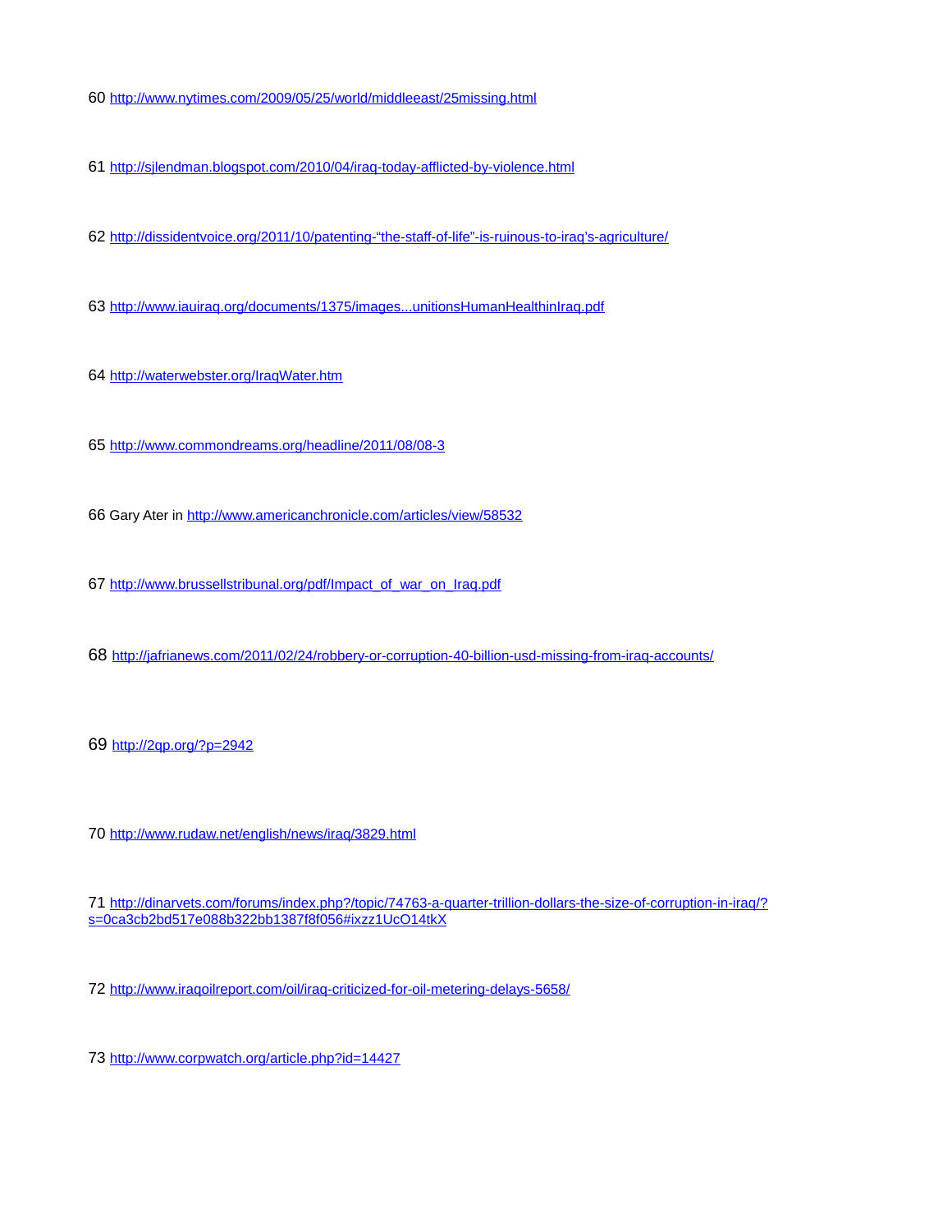60 http://www.nytimes.com/2009/05/25/world/middleeast/25missing.html

61 http://sjlendman.blogspot.com/2010/04/iraq-today-afflicted-by-violence.html

62 http://dissidentvoice.org/2011/10/patenting-“the-staff-of-life”-is-ruinous-to-iraq’s-agriculture/

63 http://www.iauiraq.org/documents/1375/images...unitionsHumanHealthinIraq.pdf

64 http://waterwebster.org/IraqWater.htm

65 http://www.commondreams.org/headline/2011/08/08-3

66 Gary Ater in http://www.americanchronicle.com/articles/view/58532

67 http://www.brussellstribunal.org/pdf/Impact_of_war_on_Iraq.pdf

68 http://jafrianews.com/2011/02/24/robbery-or-corruption-40-billion-usd-missing-from-iraq-accounts/

69 http://2qp.org/?p=2942

70 http://www.rudaw.net/english/news/iraq/3829.html

71 http://dinarvets.com/forums/index.php?/topic/74763-a-quarter-trillion-dollars-the-size-of-corruption-in-iraq/?s=0ca3cb2bd517e088b322bb1387f8f056#ixzz1UcO14tkX

72 http://www.iraqoilreport.com/oil/iraq-criticized-for-oil-metering-delays-5658/

73 http://www.corpwatch.org/article.php?id=14427